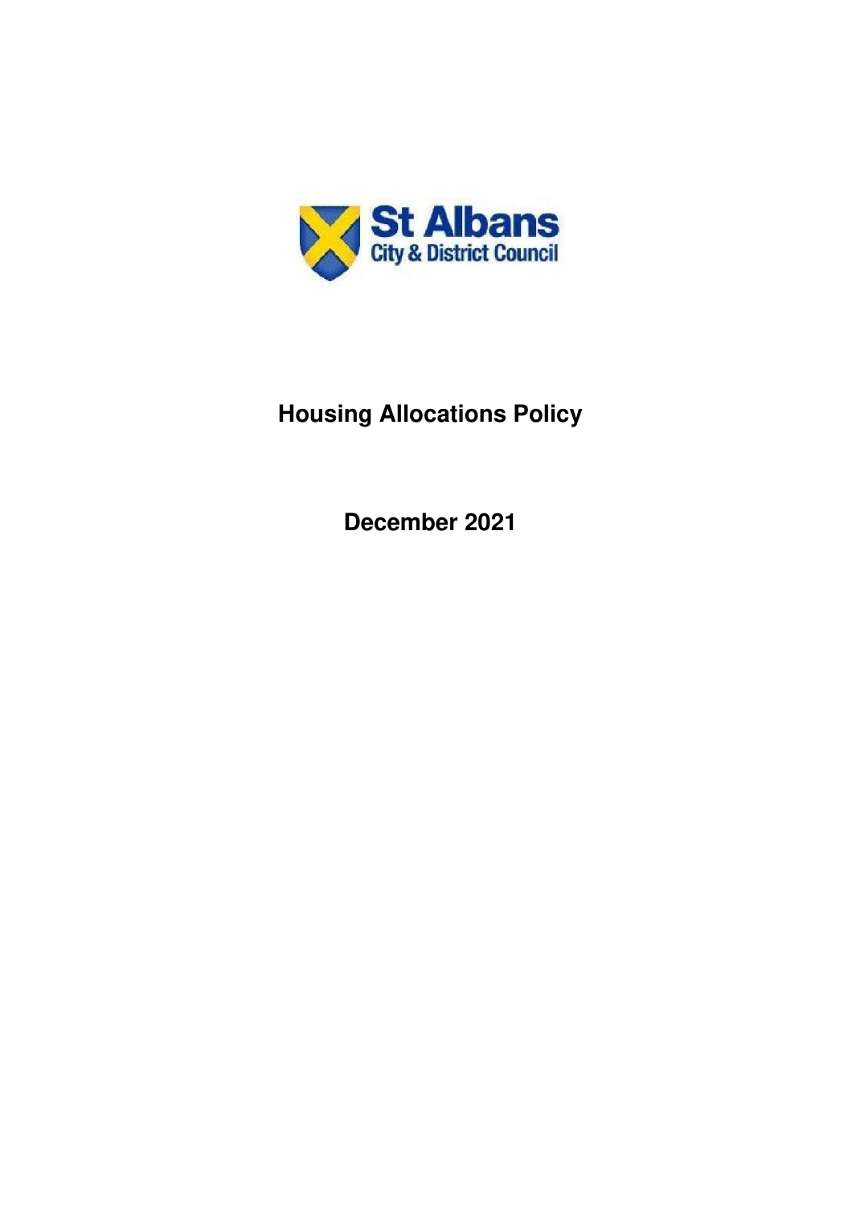St Albans City & District Council

# Housing Allocations Policy

**December 2021**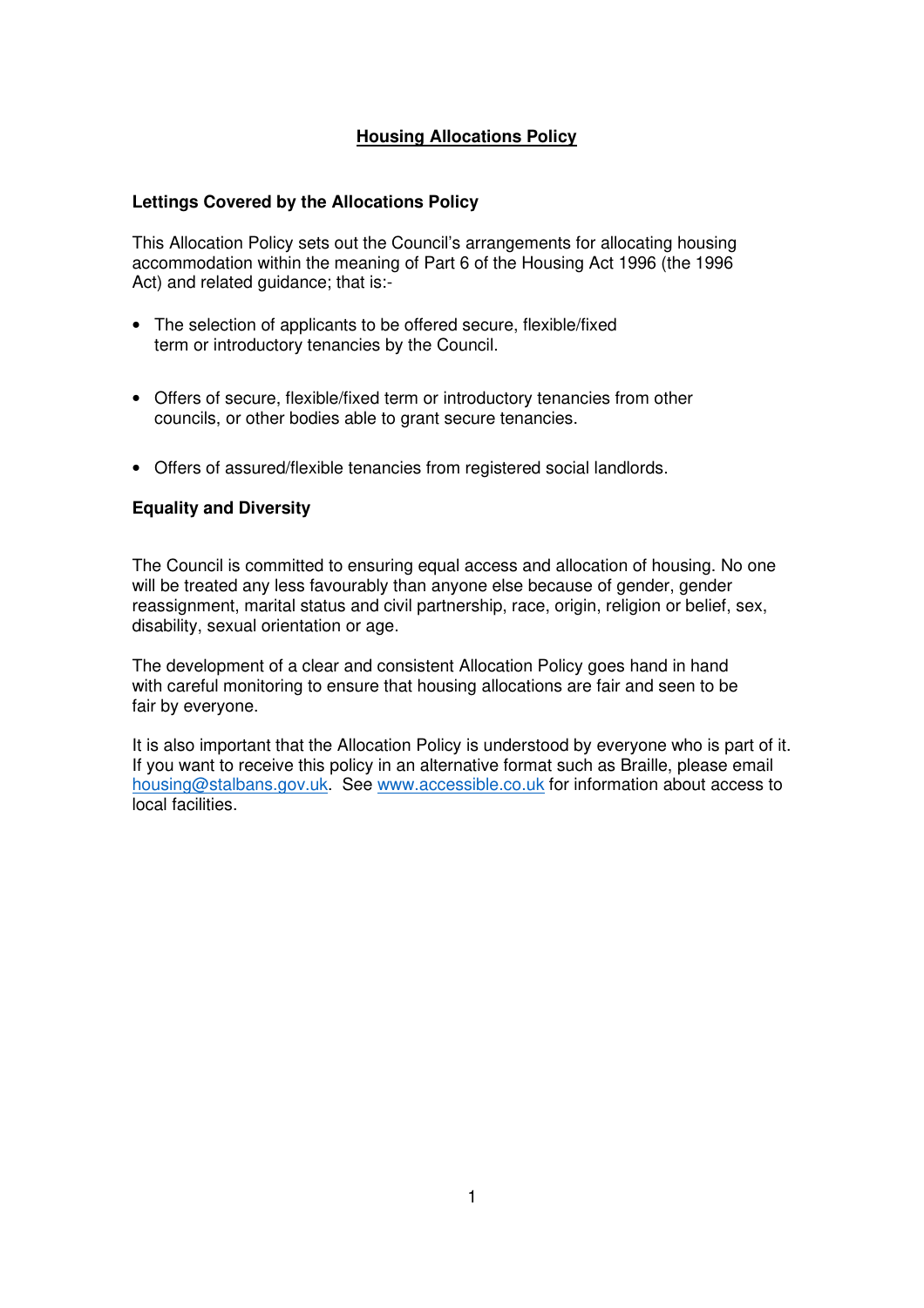# Housing Allocations Policy

## Lettings Covered by the Allocations Policy

This Allocation Policy sets out the Council's arrangements for allocating housing accommodation within the meaning of Part 6 of the Housing Act 1996 (the 1996 Act) and related guidance; that is:-

- The selection of applicants to be offered secure, flexible/fixed term or introductory tenancies by the Council.
- Offers of secure, flexible/fixed term or introductory tenancies from other councils, or other bodies able to grant secure tenancies.
- Offers of assured/flexible tenancies from registered social landlords.

## Equality and Diversity

The Council is committed to ensuring equal access and allocation of housing. No one will be treated any less favourably than anyone else because of gender, gender reassignment, marital status and civil partnership, race, origin, religion or belief, sex, disability, sexual orientation or age.

The development of a clear and consistent Allocation Policy goes hand in hand with careful monitoring to ensure that housing allocations are fair and seen to be fair by everyone.

It is also important that the Allocation Policy is understood by everyone who is part of it. If you want to receive this policy in an alternative format such as Braille, please email housing@stalbans.gov.uk. See www.accessible.co.uk for information about access to local facilities.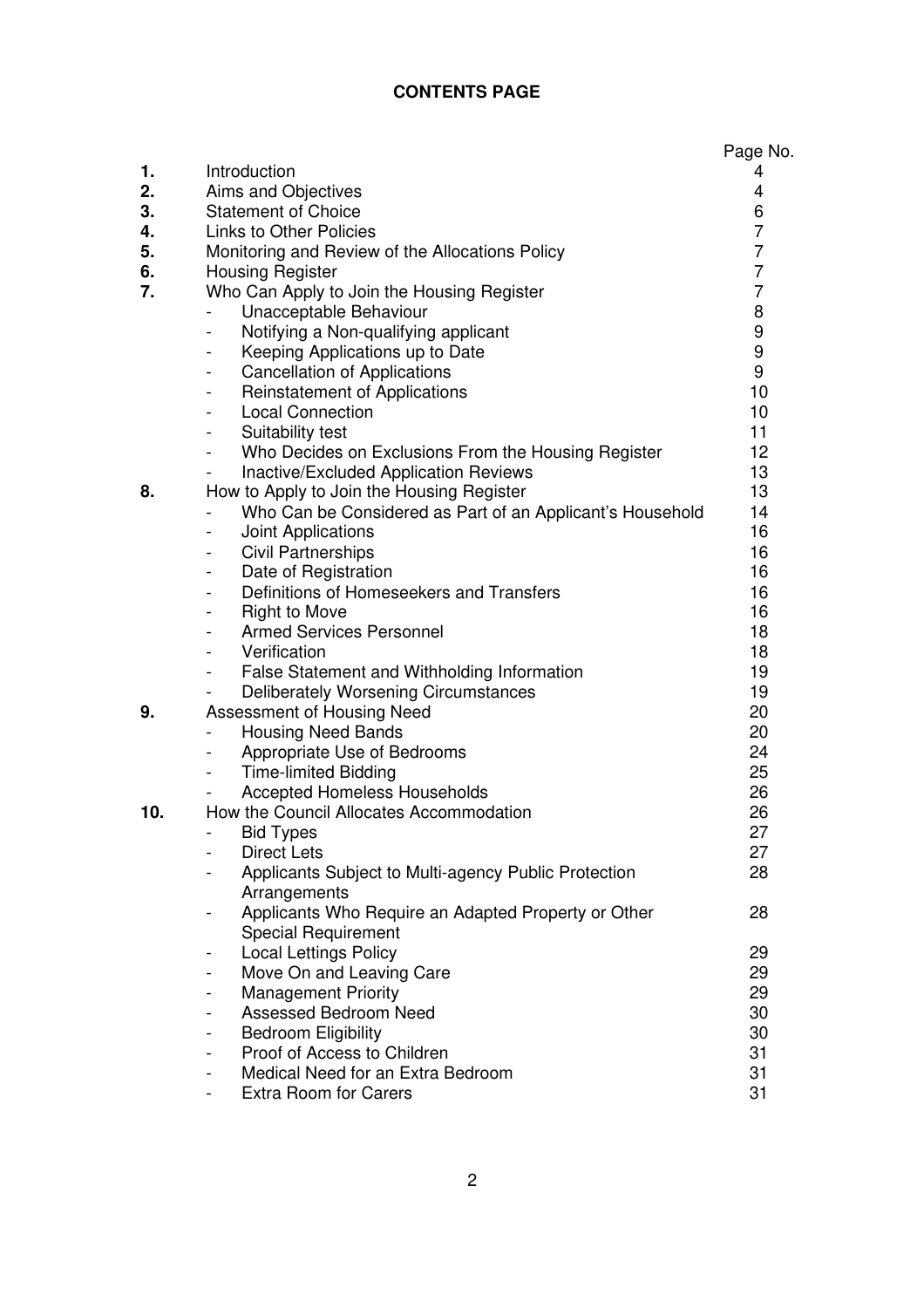# CONTENTS PAGE

| | | Page No. |
|---|---|---|
| **1.** | Introduction | 4 |
| **2.** | Aims and Objectives | 4 |
| **3.** | Statement of Choice | 6 |
| **4.** | Links to Other Policies | 7 |
| **5.** | Monitoring and Review of the Allocations Policy | 7 |
| **6.** | Housing Register | 7 |
| **7.** | Who Can Apply to Join the Housing Register | 7 |
| | - Unacceptable Behaviour | 8 |
| | - Notifying a Non-qualifying applicant | 9 |
| | - Keeping Applications up to Date | 9 |
| | - Cancellation of Applications | 9 |
| | - Reinstatement of Applications | 10 |
| | - Local Connection | 10 |
| | - Suitability test | 11 |
| | - Who Decides on Exclusions From the Housing Register | 12 |
| | - Inactive/Excluded Application Reviews | 13 |
| **8.** | How to Apply to Join the Housing Register | 13 |
| | - Who Can be Considered as Part of an Applicant's Household | 14 |
| | - Joint Applications | 16 |
| | - Civil Partnerships | 16 |
| | - Date of Registration | 16 |
| | - Definitions of Homeseekers and Transfers | 16 |
| | - Right to Move | 16 |
| | - Armed Services Personnel | 18 |
| | - Verification | 18 |
| | - False Statement and Withholding Information | 19 |
| | - Deliberately Worsening Circumstances | 19 |
| **9.** | Assessment of Housing Need | 20 |
| | - Housing Need Bands | 20 |
| | - Appropriate Use of Bedrooms | 24 |
| | - Time-limited Bidding | 25 |
| | - Accepted Homeless Households | 26 |
| **10.** | How the Council Allocates Accommodation | 26 |
| | - Bid Types | 27 |
| | - Direct Lets | 27 |
| | - Applicants Subject to Multi-agency Public Protection Arrangements | 28 |
| | - Applicants Who Require an Adapted Property or Other Special Requirement | 28 |
| | - Local Lettings Policy | 29 |
| | - Move On and Leaving Care | 29 |
| | - Management Priority | 29 |
| | - Assessed Bedroom Need | 30 |
| | - Bedroom Eligibility | 30 |
| | - Proof of Access to Children | 31 |
| | - Medical Need for an Extra Bedroom | 31 |
| | - Extra Room for Carers | 31 |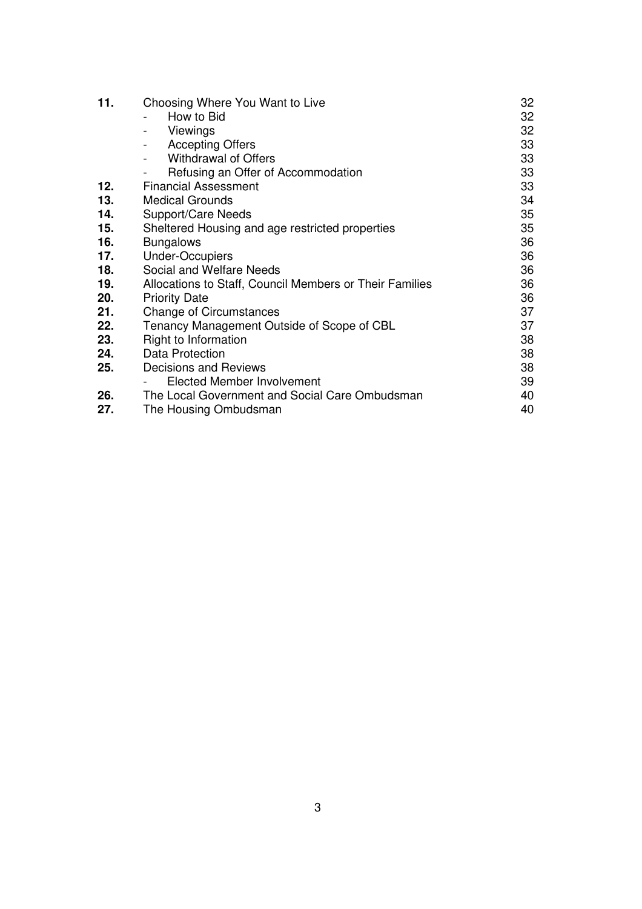| | | |
|---|---|---|
| **11.** | Choosing Where You Want to Live | 32 |
| | - How to Bid | 32 |
| | - Viewings | 32 |
| | - Accepting Offers | 33 |
| | - Withdrawal of Offers | 33 |
| | - Refusing an Offer of Accommodation | 33 |
| **12.** | Financial Assessment | 33 |
| **13.** | Medical Grounds | 34 |
| **14.** | Support/Care Needs | 35 |
| **15.** | Sheltered Housing and age restricted properties | 35 |
| **16.** | Bungalows | 36 |
| **17.** | Under-Occupiers | 36 |
| **18.** | Social and Welfare Needs | 36 |
| **19.** | Allocations to Staff, Council Members or Their Families | 36 |
| **20.** | Priority Date | 36 |
| **21.** | Change of Circumstances | 37 |
| **22.** | Tenancy Management Outside of Scope of CBL | 37 |
| **23.** | Right to Information | 38 |
| **24.** | Data Protection | 38 |
| **25.** | Decisions and Reviews | 38 |
| | - Elected Member Involvement | 39 |
| **26.** | The Local Government and Social Care Ombudsman | 40 |
| **27.** | The Housing Ombudsman | 40 |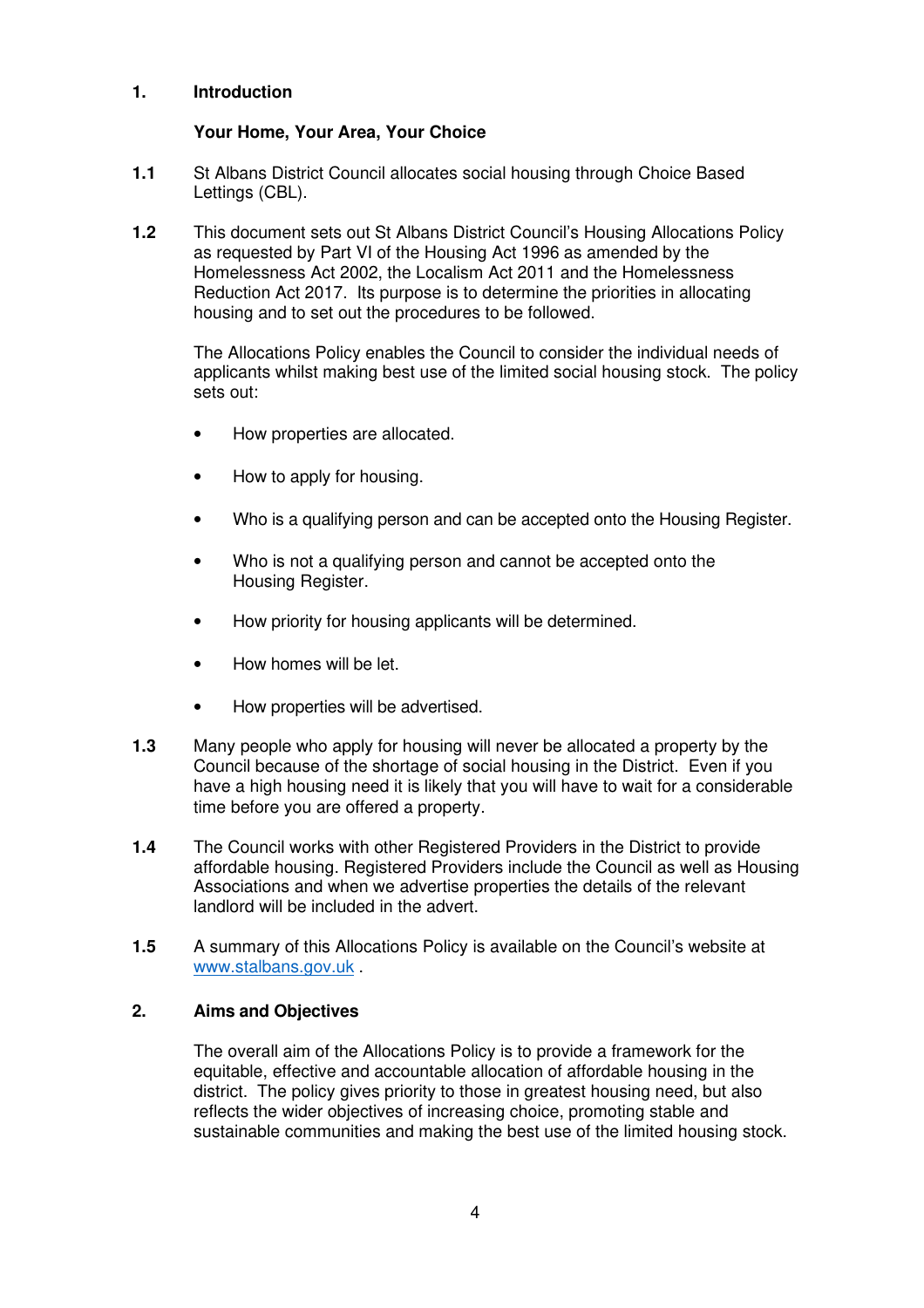## 1. Introduction

### Your Home, Your Area, Your Choice

**1.1** St Albans District Council allocates social housing through Choice Based Lettings (CBL).

**1.2** This document sets out St Albans District Council's Housing Allocations Policy as requested by Part VI of the Housing Act 1996 as amended by the Homelessness Act 2002, the Localism Act 2011 and the Homelessness Reduction Act 2017. Its purpose is to determine the priorities in allocating housing and to set out the procedures to be followed.

The Allocations Policy enables the Council to consider the individual needs of applicants whilst making best use of the limited social housing stock. The policy sets out:

- How properties are allocated.
- How to apply for housing.
- Who is a qualifying person and can be accepted onto the Housing Register.
- Who is not a qualifying person and cannot be accepted onto the Housing Register.
- How priority for housing applicants will be determined.
- How homes will be let.
- How properties will be advertised.

**1.3** Many people who apply for housing will never be allocated a property by the Council because of the shortage of social housing in the District. Even if you have a high housing need it is likely that you will have to wait for a considerable time before you are offered a property.

**1.4** The Council works with other Registered Providers in the District to provide affordable housing. Registered Providers include the Council as well as Housing Associations and when we advertise properties the details of the relevant landlord will be included in the advert.

**1.5** A summary of this Allocations Policy is available on the Council's website at www.stalbans.gov.uk .

## 2. Aims and Objectives

The overall aim of the Allocations Policy is to provide a framework for the equitable, effective and accountable allocation of affordable housing in the district. The policy gives priority to those in greatest housing need, but also reflects the wider objectives of increasing choice, promoting stable and sustainable communities and making the best use of the limited housing stock.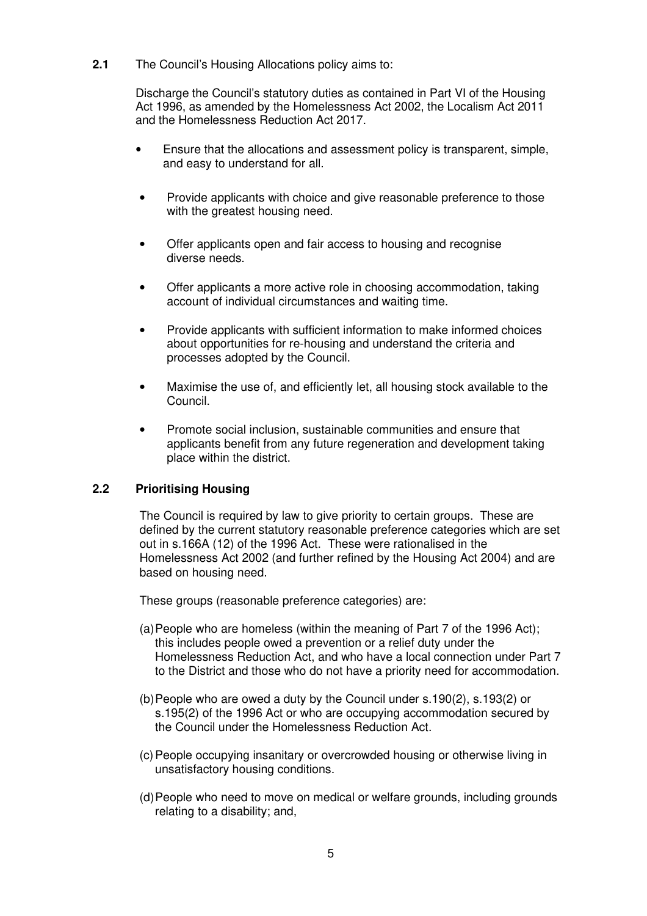**2.1** The Council's Housing Allocations policy aims to:

Discharge the Council's statutory duties as contained in Part VI of the Housing Act 1996, as amended by the Homelessness Act 2002, the Localism Act 2011 and the Homelessness Reduction Act 2017.

- Ensure that the allocations and assessment policy is transparent, simple, and easy to understand for all.
- Provide applicants with choice and give reasonable preference to those with the greatest housing need.
- Offer applicants open and fair access to housing and recognise diverse needs.
- Offer applicants a more active role in choosing accommodation, taking account of individual circumstances and waiting time.
- Provide applicants with sufficient information to make informed choices about opportunities for re-housing and understand the criteria and processes adopted by the Council.
- Maximise the use of, and efficiently let, all housing stock available to the Council.
- Promote social inclusion, sustainable communities and ensure that applicants benefit from any future regeneration and development taking place within the district.

## 2.2 Prioritising Housing

The Council is required by law to give priority to certain groups. These are defined by the current statutory reasonable preference categories which are set out in s.166A (12) of the 1996 Act. These were rationalised in the Homelessness Act 2002 (and further refined by the Housing Act 2004) and are based on housing need.

These groups (reasonable preference categories) are:

(a) People who are homeless (within the meaning of Part 7 of the 1996 Act); this includes people owed a prevention or a relief duty under the Homelessness Reduction Act, and who have a local connection under Part 7 to the District and those who do not have a priority need for accommodation.

(b) People who are owed a duty by the Council under s.190(2), s.193(2) or s.195(2) of the 1996 Act or who are occupying accommodation secured by the Council under the Homelessness Reduction Act.

(c) People occupying insanitary or overcrowded housing or otherwise living in unsatisfactory housing conditions.

(d) People who need to move on medical or welfare grounds, including grounds relating to a disability; and,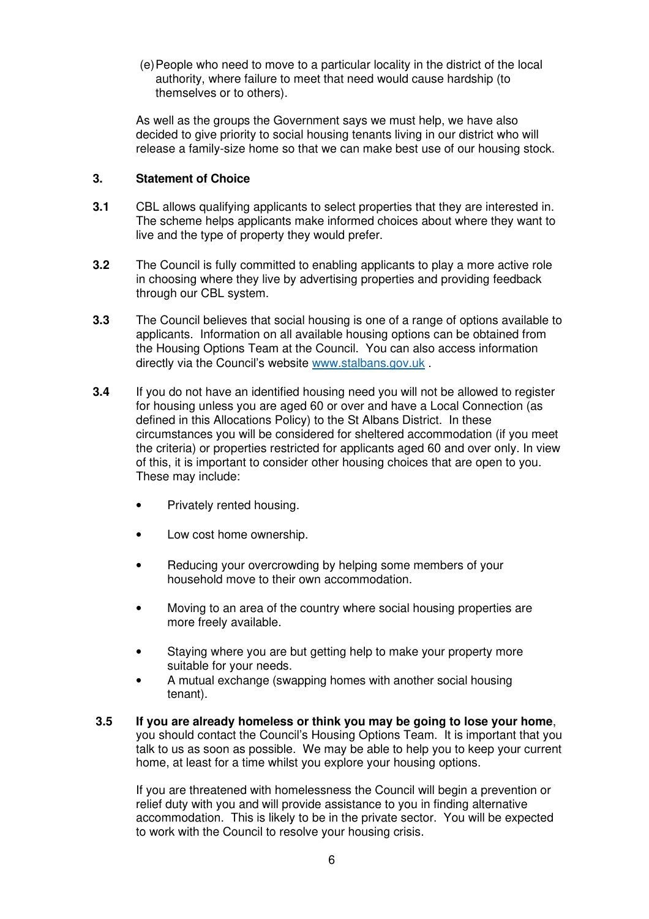(e) People who need to move to a particular locality in the district of the local authority, where failure to meet that need would cause hardship (to themselves or to others).

As well as the groups the Government says we must help, we have also decided to give priority to social housing tenants living in our district who will release a family-size home so that we can make best use of our housing stock.

## 3. Statement of Choice

**3.1** CBL allows qualifying applicants to select properties that they are interested in. The scheme helps applicants make informed choices about where they want to live and the type of property they would prefer.

**3.2** The Council is fully committed to enabling applicants to play a more active role in choosing where they live by advertising properties and providing feedback through our CBL system.

**3.3** The Council believes that social housing is one of a range of options available to applicants. Information on all available housing options can be obtained from the Housing Options Team at the Council. You can also access information directly via the Council's website [www.stalbans.gov.uk](http://www.stalbans.gov.uk) .

**3.4** If you do not have an identified housing need you will not be allowed to register for housing unless you are aged 60 or over and have a Local Connection (as defined in this Allocations Policy) to the St Albans District. In these circumstances you will be considered for sheltered accommodation (if you meet the criteria) or properties restricted for applicants aged 60 and over only. In view of this, it is important to consider other housing choices that are open to you. These may include:

- Privately rented housing.
- Low cost home ownership.
- Reducing your overcrowding by helping some members of your household move to their own accommodation.
- Moving to an area of the country where social housing properties are more freely available.
- Staying where you are but getting help to make your property more suitable for your needs.
- A mutual exchange (swapping homes with another social housing tenant).

**3.5** **If you are already homeless or think you may be going to lose your home**, you should contact the Council's Housing Options Team. It is important that you talk to us as soon as possible. We may be able to help you to keep your current home, at least for a time whilst you explore your housing options.

If you are threatened with homelessness the Council will begin a prevention or relief duty with you and will provide assistance to you in finding alternative accommodation. This is likely to be in the private sector. You will be expected to work with the Council to resolve your housing crisis.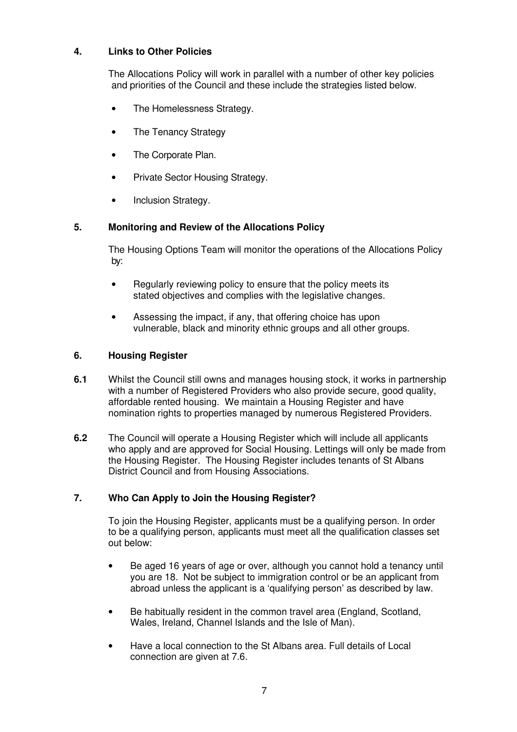## 4. Links to Other Policies

The Allocations Policy will work in parallel with a number of other key policies and priorities of the Council and these include the strategies listed below.

- The Homelessness Strategy.
- The Tenancy Strategy
- The Corporate Plan.
- Private Sector Housing Strategy.
- Inclusion Strategy.

## 5. Monitoring and Review of the Allocations Policy

The Housing Options Team will monitor the operations of the Allocations Policy by:

- Regularly reviewing policy to ensure that the policy meets its stated objectives and complies with the legislative changes.
- Assessing the impact, if any, that offering choice has upon vulnerable, black and minority ethnic groups and all other groups.

## 6. Housing Register

**6.1** Whilst the Council still owns and manages housing stock, it works in partnership with a number of Registered Providers who also provide secure, good quality, affordable rented housing. We maintain a Housing Register and have nomination rights to properties managed by numerous Registered Providers.

**6.2** The Council will operate a Housing Register which will include all applicants who apply and are approved for Social Housing. Lettings will only be made from the Housing Register. The Housing Register includes tenants of St Albans District Council and from Housing Associations.

## 7. Who Can Apply to Join the Housing Register?

To join the Housing Register, applicants must be a qualifying person. In order to be a qualifying person, applicants must meet all the qualification classes set out below:

- Be aged 16 years of age or over, although you cannot hold a tenancy until you are 18. Not be subject to immigration control or be an applicant from abroad unless the applicant is a 'qualifying person' as described by law.
- Be habitually resident in the common travel area (England, Scotland, Wales, Ireland, Channel Islands and the Isle of Man).
- Have a local connection to the St Albans area. Full details of Local connection are given at 7.6.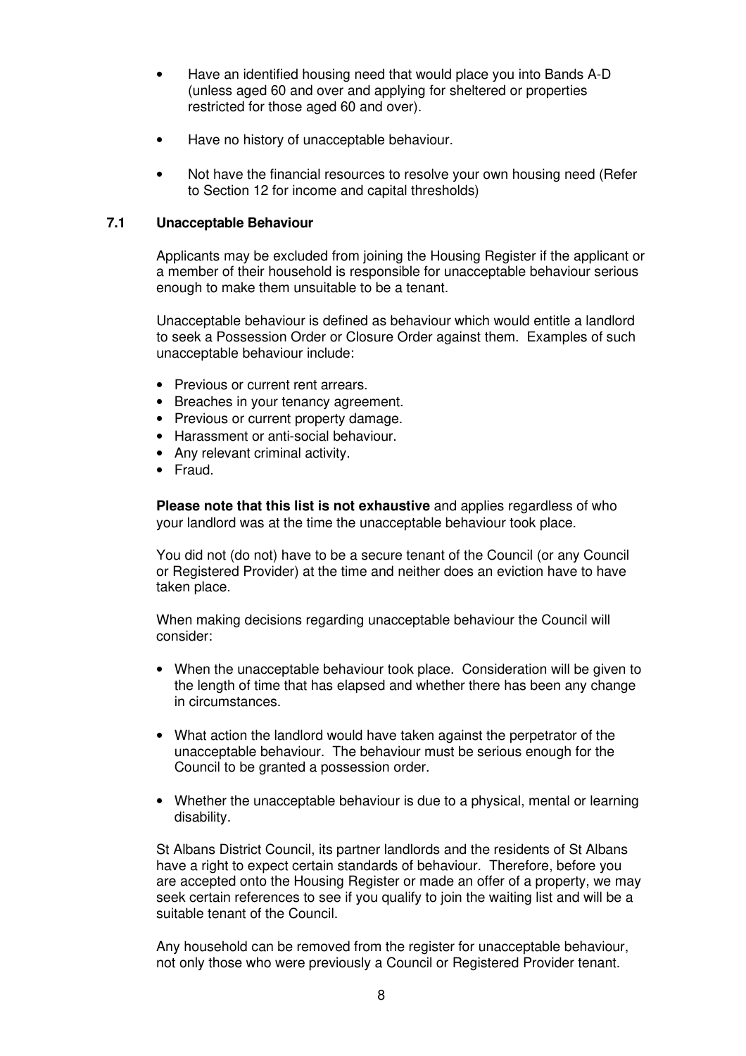- Have an identified housing need that would place you into Bands A-D (unless aged 60 and over and applying for sheltered or properties restricted for those aged 60 and over).
- Have no history of unacceptable behaviour.
- Not have the financial resources to resolve your own housing need (Refer to Section 12 for income and capital thresholds)

### 7.1 Unacceptable Behaviour

Applicants may be excluded from joining the Housing Register if the applicant or a member of their household is responsible for unacceptable behaviour serious enough to make them unsuitable to be a tenant.

Unacceptable behaviour is defined as behaviour which would entitle a landlord to seek a Possession Order or Closure Order against them. Examples of such unacceptable behaviour include:

- Previous or current rent arrears.
- Breaches in your tenancy agreement.
- Previous or current property damage.
- Harassment or anti-social behaviour.
- Any relevant criminal activity.
- Fraud.

**Please note that this list is not exhaustive** and applies regardless of who your landlord was at the time the unacceptable behaviour took place.

You did not (do not) have to be a secure tenant of the Council (or any Council or Registered Provider) at the time and neither does an eviction have to have taken place.

When making decisions regarding unacceptable behaviour the Council will consider:

- When the unacceptable behaviour took place. Consideration will be given to the length of time that has elapsed and whether there has been any change in circumstances.
- What action the landlord would have taken against the perpetrator of the unacceptable behaviour. The behaviour must be serious enough for the Council to be granted a possession order.
- Whether the unacceptable behaviour is due to a physical, mental or learning disability.

St Albans District Council, its partner landlords and the residents of St Albans have a right to expect certain standards of behaviour. Therefore, before you are accepted onto the Housing Register or made an offer of a property, we may seek certain references to see if you qualify to join the waiting list and will be a suitable tenant of the Council.

Any household can be removed from the register for unacceptable behaviour, not only those who were previously a Council or Registered Provider tenant.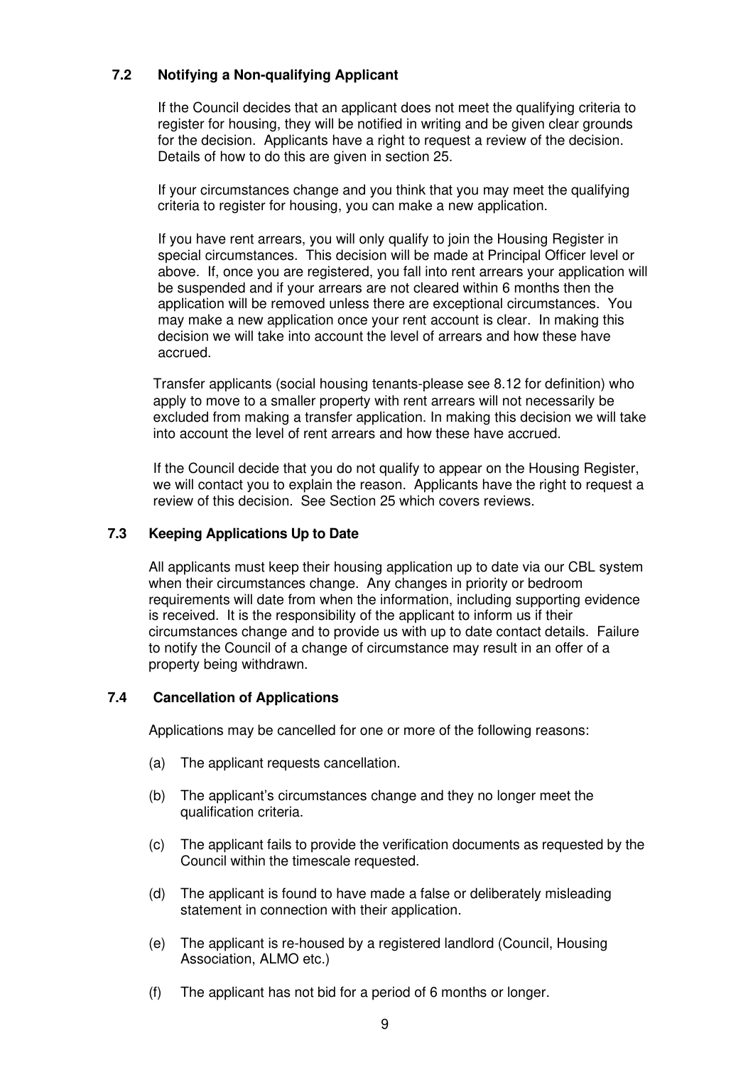### 7.2 Notifying a Non-qualifying Applicant

If the Council decides that an applicant does not meet the qualifying criteria to register for housing, they will be notified in writing and be given clear grounds for the decision. Applicants have a right to request a review of the decision. Details of how to do this are given in section 25.

If your circumstances change and you think that you may meet the qualifying criteria to register for housing, you can make a new application.

If you have rent arrears, you will only qualify to join the Housing Register in special circumstances. This decision will be made at Principal Officer level or above. If, once you are registered, you fall into rent arrears your application will be suspended and if your arrears are not cleared within 6 months then the application will be removed unless there are exceptional circumstances. You may make a new application once your rent account is clear. In making this decision we will take into account the level of arrears and how these have accrued.

Transfer applicants (social housing tenants-please see 8.12 for definition) who apply to move to a smaller property with rent arrears will not necessarily be excluded from making a transfer application. In making this decision we will take into account the level of rent arrears and how these have accrued.

If the Council decide that you do not qualify to appear on the Housing Register, we will contact you to explain the reason. Applicants have the right to request a review of this decision. See Section 25 which covers reviews.

### 7.3 Keeping Applications Up to Date

All applicants must keep their housing application up to date via our CBL system when their circumstances change. Any changes in priority or bedroom requirements will date from when the information, including supporting evidence is received. It is the responsibility of the applicant to inform us if their circumstances change and to provide us with up to date contact details. Failure to notify the Council of a change of circumstance may result in an offer of a property being withdrawn.

### 7.4 Cancellation of Applications

Applications may be cancelled for one or more of the following reasons:

(a) The applicant requests cancellation.

(b) The applicant's circumstances change and they no longer meet the qualification criteria.

(c) The applicant fails to provide the verification documents as requested by the Council within the timescale requested.

(d) The applicant is found to have made a false or deliberately misleading statement in connection with their application.

(e) The applicant is re-housed by a registered landlord (Council, Housing Association, ALMO etc.)

(f) The applicant has not bid for a period of 6 months or longer.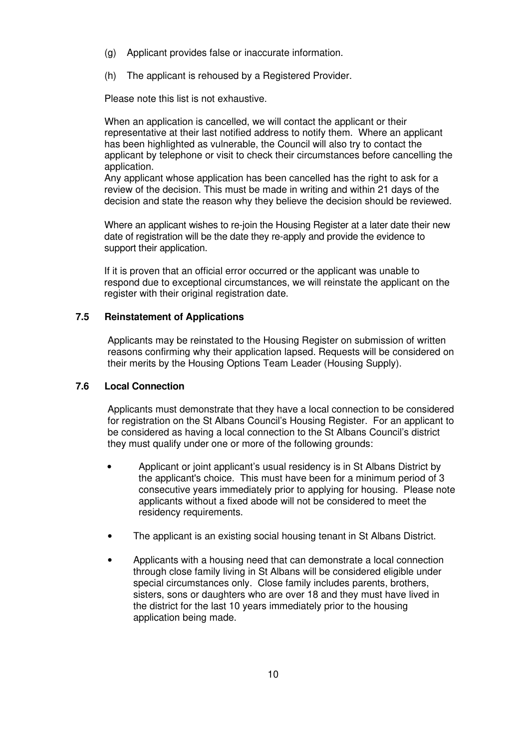(g) Applicant provides false or inaccurate information.

(h) The applicant is rehoused by a Registered Provider.

Please note this list is not exhaustive.

When an application is cancelled, we will contact the applicant or their representative at their last notified address to notify them. Where an applicant has been highlighted as vulnerable, the Council will also try to contact the applicant by telephone or visit to check their circumstances before cancelling the application.
Any applicant whose application has been cancelled has the right to ask for a review of the decision. This must be made in writing and within 21 days of the decision and state the reason why they believe the decision should be reviewed.

Where an applicant wishes to re-join the Housing Register at a later date their new date of registration will be the date they re-apply and provide the evidence to support their application.

If it is proven that an official error occurred or the applicant was unable to respond due to exceptional circumstances, we will reinstate the applicant on the register with their original registration date.

### 7.5 Reinstatement of Applications

Applicants may be reinstated to the Housing Register on submission of written reasons confirming why their application lapsed. Requests will be considered on their merits by the Housing Options Team Leader (Housing Supply).

### 7.6 Local Connection

Applicants must demonstrate that they have a local connection to be considered for registration on the St Albans Council's Housing Register. For an applicant to be considered as having a local connection to the St Albans Council's district they must qualify under one or more of the following grounds:

- Applicant or joint applicant's usual residency is in St Albans District by the applicant's choice. This must have been for a minimum period of 3 consecutive years immediately prior to applying for housing. Please note applicants without a fixed abode will not be considered to meet the residency requirements.

- The applicant is an existing social housing tenant in St Albans District.

- Applicants with a housing need that can demonstrate a local connection through close family living in St Albans will be considered eligible under special circumstances only. Close family includes parents, brothers, sisters, sons or daughters who are over 18 and they must have lived in the district for the last 10 years immediately prior to the housing application being made.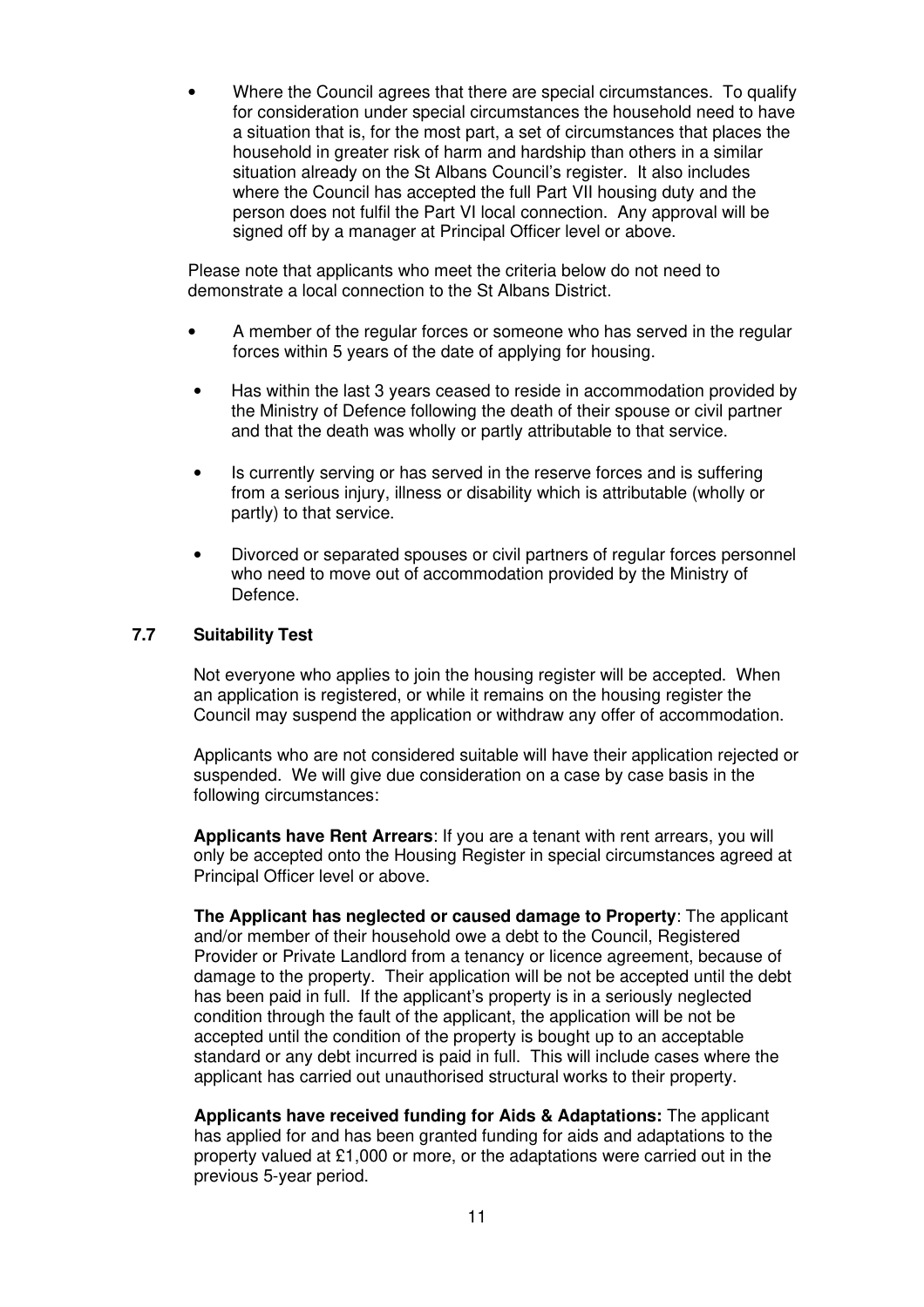- Where the Council agrees that there are special circumstances. To qualify for consideration under special circumstances the household need to have a situation that is, for the most part, a set of circumstances that places the household in greater risk of harm and hardship than others in a similar situation already on the St Albans Council's register. It also includes where the Council has accepted the full Part VII housing duty and the person does not fulfil the Part VI local connection. Any approval will be signed off by a manager at Principal Officer level or above.

Please note that applicants who meet the criteria below do not need to demonstrate a local connection to the St Albans District.

- A member of the regular forces or someone who has served in the regular forces within 5 years of the date of applying for housing.
- Has within the last 3 years ceased to reside in accommodation provided by the Ministry of Defence following the death of their spouse or civil partner and that the death was wholly or partly attributable to that service.
- Is currently serving or has served in the reserve forces and is suffering from a serious injury, illness or disability which is attributable (wholly or partly) to that service.
- Divorced or separated spouses or civil partners of regular forces personnel who need to move out of accommodation provided by the Ministry of Defence.

### 7.7 Suitability Test

Not everyone who applies to join the housing register will be accepted. When an application is registered, or while it remains on the housing register the Council may suspend the application or withdraw any offer of accommodation.

Applicants who are not considered suitable will have their application rejected or suspended. We will give due consideration on a case by case basis in the following circumstances:

**Applicants have Rent Arrears**: If you are a tenant with rent arrears, you will only be accepted onto the Housing Register in special circumstances agreed at Principal Officer level or above.

**The Applicant has neglected or caused damage to Property**: The applicant and/or member of their household owe a debt to the Council, Registered Provider or Private Landlord from a tenancy or licence agreement, because of damage to the property. Their application will be not be accepted until the debt has been paid in full. If the applicant's property is in a seriously neglected condition through the fault of the applicant, the application will be not be accepted until the condition of the property is bought up to an acceptable standard or any debt incurred is paid in full. This will include cases where the applicant has carried out unauthorised structural works to their property.

**Applicants have received funding for Aids & Adaptations:** The applicant has applied for and has been granted funding for aids and adaptations to the property valued at £1,000 or more, or the adaptations were carried out in the previous 5-year period.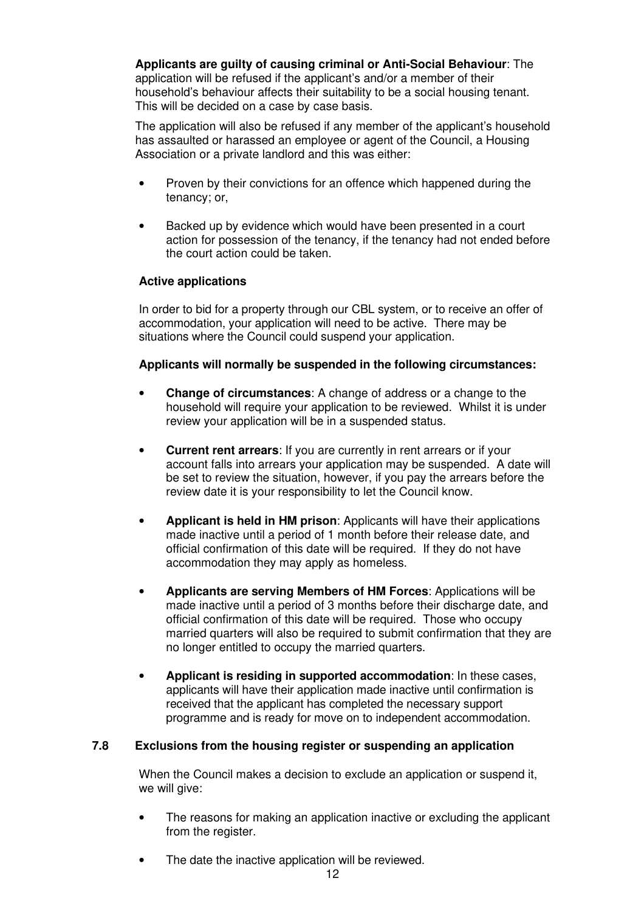**Applicants are guilty of causing criminal or Anti-Social Behaviour**: The application will be refused if the applicant's and/or a member of their household's behaviour affects their suitability to be a social housing tenant. This will be decided on a case by case basis.

The application will also be refused if any member of the applicant's household has assaulted or harassed an employee or agent of the Council, a Housing Association or a private landlord and this was either:

- Proven by their convictions for an offence which happened during the tenancy; or,
- Backed up by evidence which would have been presented in a court action for possession of the tenancy, if the tenancy had not ended before the court action could be taken.

**Active applications**

In order to bid for a property through our CBL system, or to receive an offer of accommodation, your application will need to be active. There may be situations where the Council could suspend your application.

**Applicants will normally be suspended in the following circumstances:**

- **Change of circumstances**: A change of address or a change to the household will require your application to be reviewed. Whilst it is under review your application will be in a suspended status.
- **Current rent arrears**: If you are currently in rent arrears or if your account falls into arrears your application may be suspended. A date will be set to review the situation, however, if you pay the arrears before the review date it is your responsibility to let the Council know.
- **Applicant is held in HM prison**: Applicants will have their applications made inactive until a period of 1 month before their release date, and official confirmation of this date will be required. If they do not have accommodation they may apply as homeless.
- **Applicants are serving Members of HM Forces**: Applications will be made inactive until a period of 3 months before their discharge date, and official confirmation of this date will be required. Those who occupy married quarters will also be required to submit confirmation that they are no longer entitled to occupy the married quarters.
- **Applicant is residing in supported accommodation**: In these cases, applicants will have their application made inactive until confirmation is received that the applicant has completed the necessary support programme and is ready for move on to independent accommodation.

### 7.8 Exclusions from the housing register or suspending an application

When the Council makes a decision to exclude an application or suspend it, we will give:

- The reasons for making an application inactive or excluding the applicant from the register.
- The date the inactive application will be reviewed.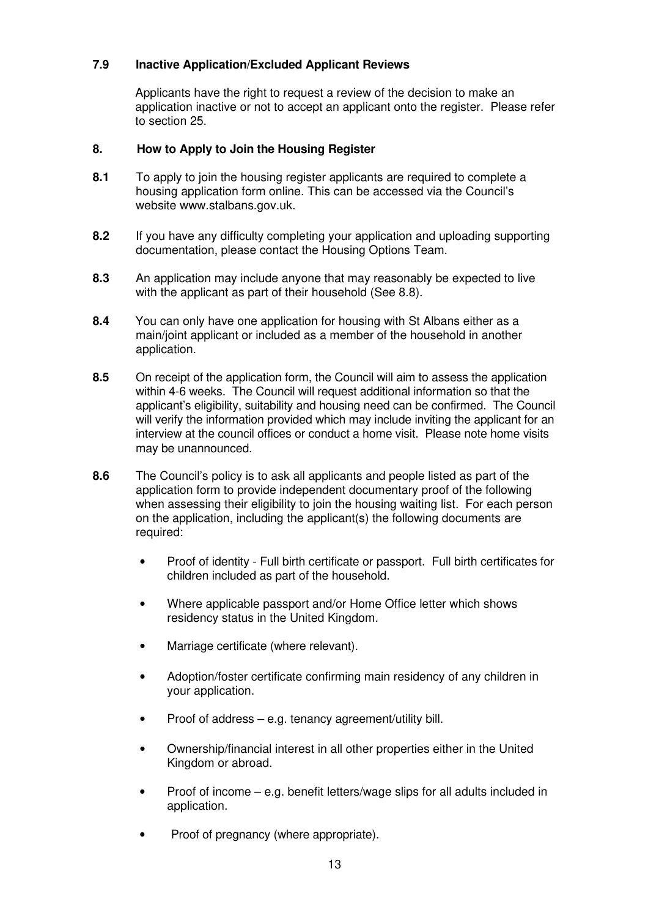### 7.9 Inactive Application/Excluded Applicant Reviews

Applicants have the right to request a review of the decision to make an application inactive or not to accept an applicant onto the register. Please refer to section 25.

## 8. How to Apply to Join the Housing Register

**8.1** To apply to join the housing register applicants are required to complete a housing application form online. This can be accessed via the Council's website www.stalbans.gov.uk.

**8.2** If you have any difficulty completing your application and uploading supporting documentation, please contact the Housing Options Team.

**8.3** An application may include anyone that may reasonably be expected to live with the applicant as part of their household (See 8.8).

**8.4** You can only have one application for housing with St Albans either as a main/joint applicant or included as a member of the household in another application.

**8.5** On receipt of the application form, the Council will aim to assess the application within 4-6 weeks. The Council will request additional information so that the applicant's eligibility, suitability and housing need can be confirmed. The Council will verify the information provided which may include inviting the applicant for an interview at the council offices or conduct a home visit. Please note home visits may be unannounced.

**8.6** The Council's policy is to ask all applicants and people listed as part of the application form to provide independent documentary proof of the following when assessing their eligibility to join the housing waiting list. For each person on the application, including the applicant(s) the following documents are required:

- Proof of identity - Full birth certificate or passport. Full birth certificates for children included as part of the household.
- Where applicable passport and/or Home Office letter which shows residency status in the United Kingdom.
- Marriage certificate (where relevant).
- Adoption/foster certificate confirming main residency of any children in your application.
- Proof of address – e.g. tenancy agreement/utility bill.
- Ownership/financial interest in all other properties either in the United Kingdom or abroad.
- Proof of income – e.g. benefit letters/wage slips for all adults included in application.
- Proof of pregnancy (where appropriate).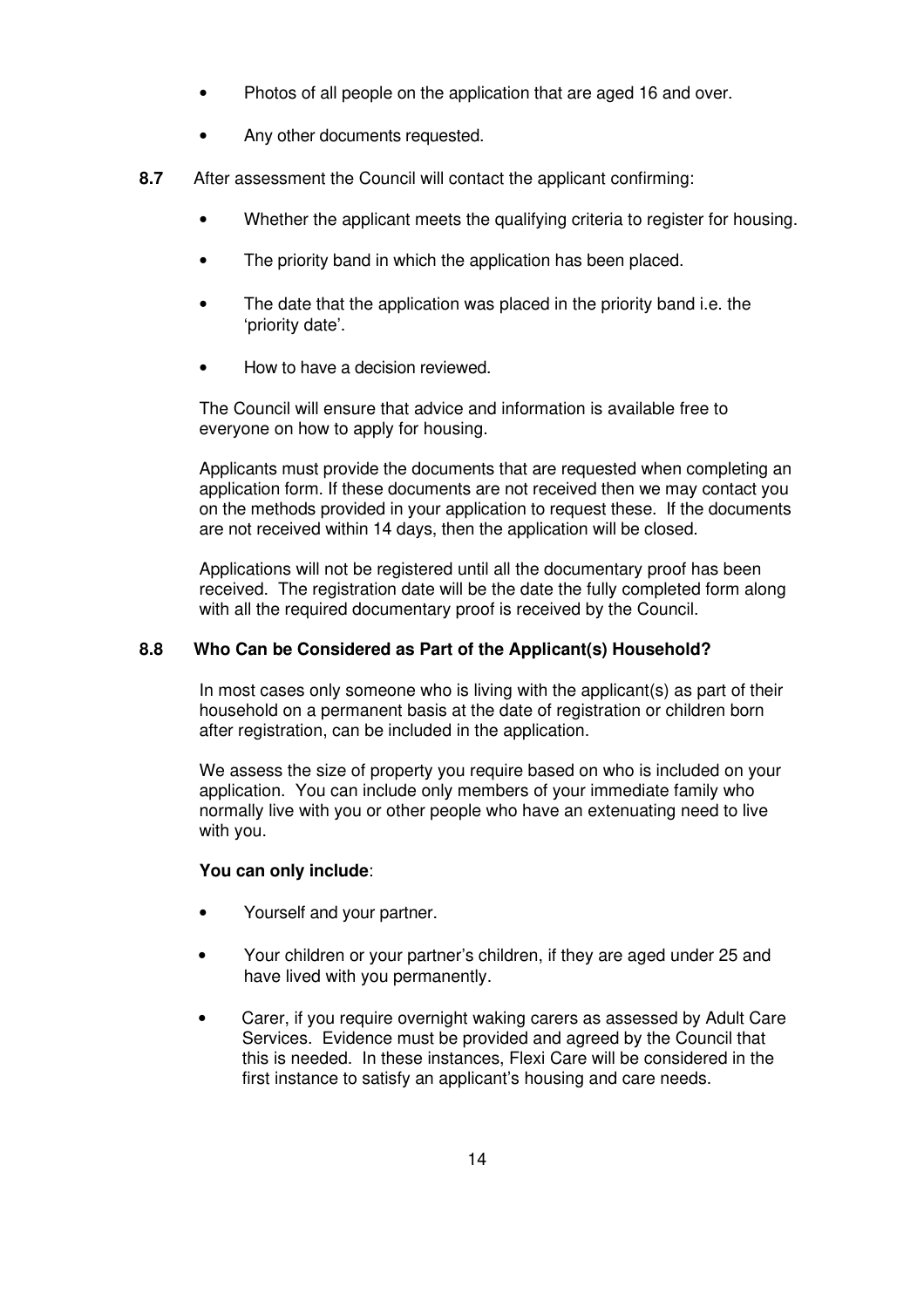- Photos of all people on the application that are aged 16 and over.
- Any other documents requested.

**8.7** After assessment the Council will contact the applicant confirming:

- Whether the applicant meets the qualifying criteria to register for housing.
- The priority band in which the application has been placed.
- The date that the application was placed in the priority band i.e. the 'priority date'.
- How to have a decision reviewed.

The Council will ensure that advice and information is available free to everyone on how to apply for housing.

Applicants must provide the documents that are requested when completing an application form. If these documents are not received then we may contact you on the methods provided in your application to request these. If the documents are not received within 14 days, then the application will be closed.

Applications will not be registered until all the documentary proof has been received. The registration date will be the date the fully completed form along with all the required documentary proof is received by the Council.

### 8.8 Who Can be Considered as Part of the Applicant(s) Household?

In most cases only someone who is living with the applicant(s) as part of their household on a permanent basis at the date of registration or children born after registration, can be included in the application.

We assess the size of property you require based on who is included on your application. You can include only members of your immediate family who normally live with you or other people who have an extenuating need to live with you.

**You can only include**:

- Yourself and your partner.
- Your children or your partner's children, if they are aged under 25 and have lived with you permanently.
- Carer, if you require overnight waking carers as assessed by Adult Care Services. Evidence must be provided and agreed by the Council that this is needed. In these instances, Flexi Care will be considered in the first instance to satisfy an applicant's housing and care needs.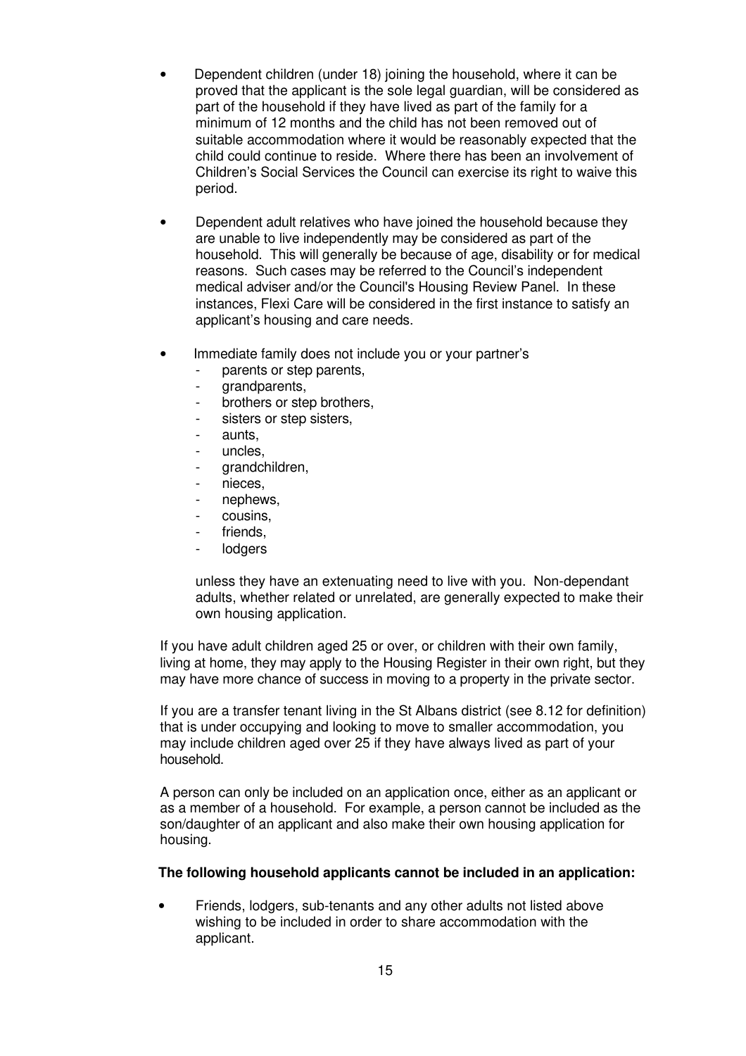- Dependent children (under 18) joining the household, where it can be proved that the applicant is the sole legal guardian, will be considered as part of the household if they have lived as part of the family for a minimum of 12 months and the child has not been removed out of suitable accommodation where it would be reasonably expected that the child could continue to reside. Where there has been an involvement of Children's Social Services the Council can exercise its right to waive this period.

- Dependent adult relatives who have joined the household because they are unable to live independently may be considered as part of the household. This will generally be because of age, disability or for medical reasons. Such cases may be referred to the Council's independent medical adviser and/or the Council's Housing Review Panel. In these instances, Flexi Care will be considered in the first instance to satisfy an applicant's housing and care needs.

- Immediate family does not include you or your partner's
  - parents or step parents,
  - grandparents,
  - brothers or step brothers,
  - sisters or step sisters,
  - aunts,
  - uncles,
  - grandchildren,
  - nieces,
  - nephews,
  - cousins,
  - friends,
  - lodgers

  unless they have an extenuating need to live with you. Non-dependant adults, whether related or unrelated, are generally expected to make their own housing application.

If you have adult children aged 25 or over, or children with their own family, living at home, they may apply to the Housing Register in their own right, but they may have more chance of success in moving to a property in the private sector.

If you are a transfer tenant living in the St Albans district (see 8.12 for definition) that is under occupying and looking to move to smaller accommodation, you may include children aged over 25 if they have always lived as part of your household.

A person can only be included on an application once, either as an applicant or as a member of a household. For example, a person cannot be included as the son/daughter of an applicant and also make their own housing application for housing.

**The following household applicants cannot be included in an application:**

- Friends, lodgers, sub-tenants and any other adults not listed above wishing to be included in order to share accommodation with the applicant.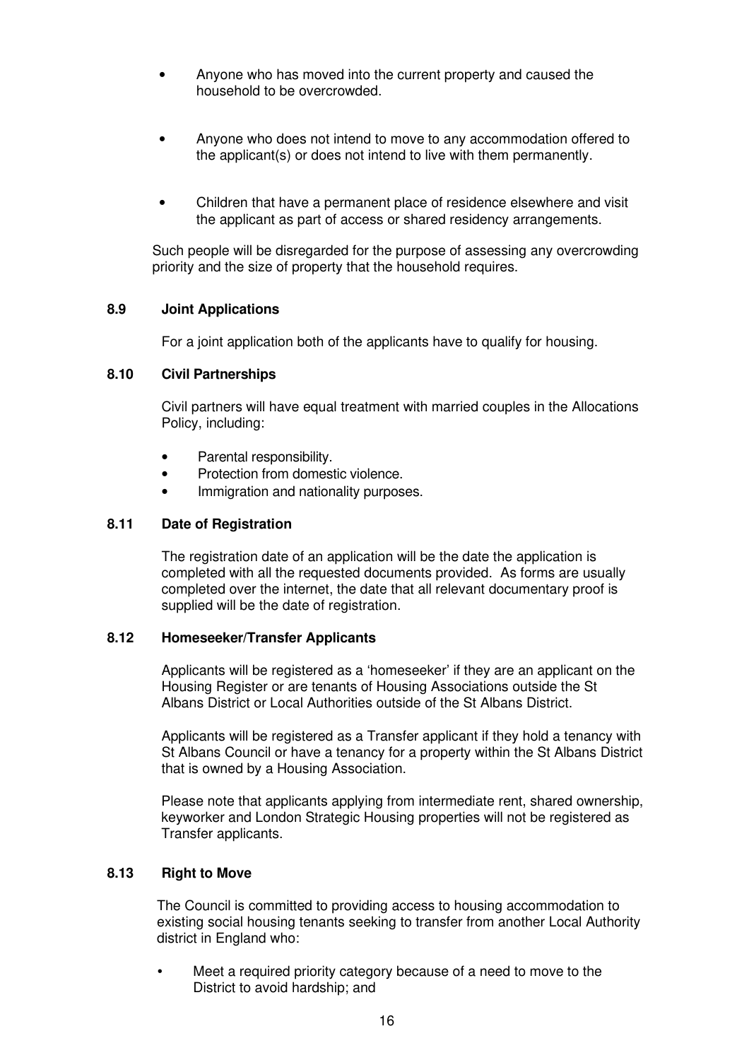- Anyone who has moved into the current property and caused the household to be overcrowded.

- Anyone who does not intend to move to any accommodation offered to the applicant(s) or does not intend to live with them permanently.

- Children that have a permanent place of residence elsewhere and visit the applicant as part of access or shared residency arrangements.

Such people will be disregarded for the purpose of assessing any overcrowding priority and the size of property that the household requires.

### 8.9 Joint Applications

For a joint application both of the applicants have to qualify for housing.

### 8.10 Civil Partnerships

Civil partners will have equal treatment with married couples in the Allocations Policy, including:

- Parental responsibility.
- Protection from domestic violence.
- Immigration and nationality purposes.

### 8.11 Date of Registration

The registration date of an application will be the date the application is completed with all the requested documents provided. As forms are usually completed over the internet, the date that all relevant documentary proof is supplied will be the date of registration.

### 8.12 Homeseeker/Transfer Applicants

Applicants will be registered as a 'homeseeker' if they are an applicant on the Housing Register or are tenants of Housing Associations outside the St Albans District or Local Authorities outside of the St Albans District.

Applicants will be registered as a Transfer applicant if they hold a tenancy with St Albans Council or have a tenancy for a property within the St Albans District that is owned by a Housing Association.

Please note that applicants applying from intermediate rent, shared ownership, keyworker and London Strategic Housing properties will not be registered as Transfer applicants.

### 8.13 Right to Move

The Council is committed to providing access to housing accommodation to existing social housing tenants seeking to transfer from another Local Authority district in England who:

- Meet a required priority category because of a need to move to the District to avoid hardship; and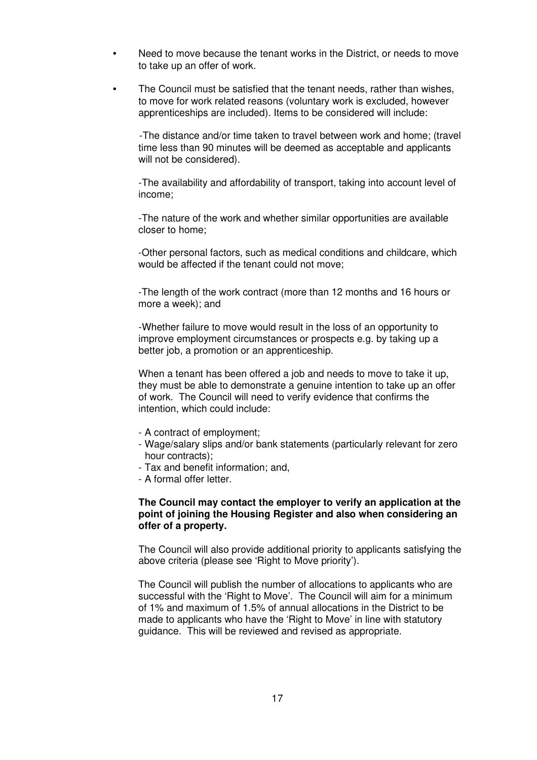- Need to move because the tenant works in the District, or needs to move to take up an offer of work.

- The Council must be satisfied that the tenant needs, rather than wishes, to move for work related reasons (voluntary work is excluded, however apprenticeships are included). Items to be considered will include:

  -The distance and/or time taken to travel between work and home; (travel time less than 90 minutes will be deemed as acceptable and applicants will not be considered).

  -The availability and affordability of transport, taking into account level of income;

  -The nature of the work and whether similar opportunities are available closer to home;

  -Other personal factors, such as medical conditions and childcare, which would be affected if the tenant could not move;

  -The length of the work contract (more than 12 months and 16 hours or more a week); and

  -Whether failure to move would result in the loss of an opportunity to improve employment circumstances or prospects e.g. by taking up a better job, a promotion or an apprenticeship.

  When a tenant has been offered a job and needs to move to take it up, they must be able to demonstrate a genuine intention to take up an offer of work. The Council will need to verify evidence that confirms the intention, which could include:

  - A contract of employment;
  - Wage/salary slips and/or bank statements (particularly relevant for zero hour contracts);
  - Tax and benefit information; and,
  - A formal offer letter.

  **The Council may contact the employer to verify an application at the point of joining the Housing Register and also when considering an offer of a property.**

  The Council will also provide additional priority to applicants satisfying the above criteria (please see 'Right to Move priority').

  The Council will publish the number of allocations to applicants who are successful with the 'Right to Move'. The Council will aim for a minimum of 1% and maximum of 1.5% of annual allocations in the District to be made to applicants who have the 'Right to Move' in line with statutory guidance. This will be reviewed and revised as appropriate.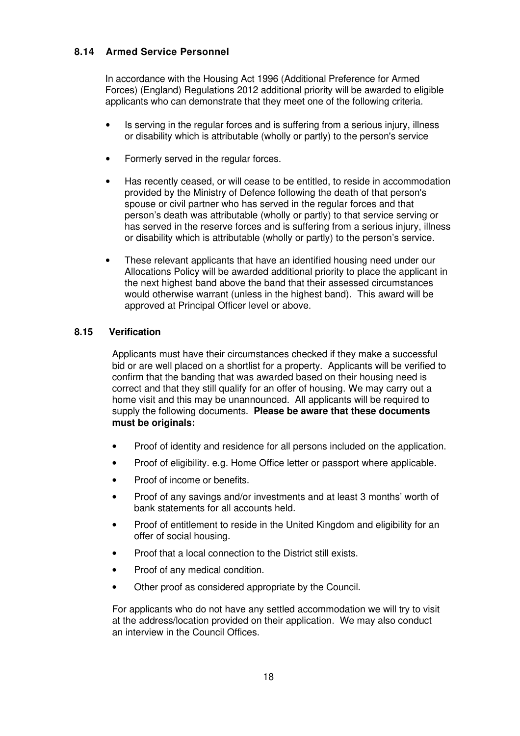## 8.14 Armed Service Personnel

In accordance with the Housing Act 1996 (Additional Preference for Armed Forces) (England) Regulations 2012 additional priority will be awarded to eligible applicants who can demonstrate that they meet one of the following criteria.

- Is serving in the regular forces and is suffering from a serious injury, illness or disability which is attributable (wholly or partly) to the person's service
- Formerly served in the regular forces.
- Has recently ceased, or will cease to be entitled, to reside in accommodation provided by the Ministry of Defence following the death of that person's spouse or civil partner who has served in the regular forces and that person's death was attributable (wholly or partly) to that service serving or has served in the reserve forces and is suffering from a serious injury, illness or disability which is attributable (wholly or partly) to the person's service.
- These relevant applicants that have an identified housing need under our Allocations Policy will be awarded additional priority to place the applicant in the next highest band above the band that their assessed circumstances would otherwise warrant (unless in the highest band). This award will be approved at Principal Officer level or above.

## 8.15 Verification

Applicants must have their circumstances checked if they make a successful bid or are well placed on a shortlist for a property. Applicants will be verified to confirm that the banding that was awarded based on their housing need is correct and that they still qualify for an offer of housing. We may carry out a home visit and this may be unannounced. All applicants will be required to supply the following documents. **Please be aware that these documents must be originals:**

- Proof of identity and residence for all persons included on the application.
- Proof of eligibility. e.g. Home Office letter or passport where applicable.
- Proof of income or benefits.
- Proof of any savings and/or investments and at least 3 months' worth of bank statements for all accounts held.
- Proof of entitlement to reside in the United Kingdom and eligibility for an offer of social housing.
- Proof that a local connection to the District still exists.
- Proof of any medical condition.
- Other proof as considered appropriate by the Council.

For applicants who do not have any settled accommodation we will try to visit at the address/location provided on their application. We may also conduct an interview in the Council Offices.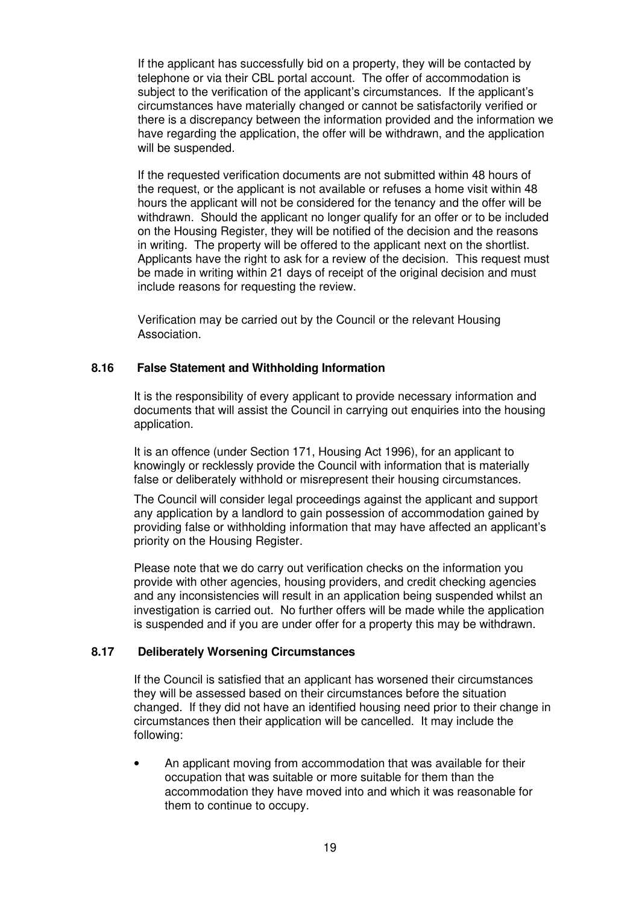If the applicant has successfully bid on a property, they will be contacted by telephone or via their CBL portal account. The offer of accommodation is subject to the verification of the applicant's circumstances. If the applicant's circumstances have materially changed or cannot be satisfactorily verified or there is a discrepancy between the information provided and the information we have regarding the application, the offer will be withdrawn, and the application will be suspended.

If the requested verification documents are not submitted within 48 hours of the request, or the applicant is not available or refuses a home visit within 48 hours the applicant will not be considered for the tenancy and the offer will be withdrawn. Should the applicant no longer qualify for an offer or to be included on the Housing Register, they will be notified of the decision and the reasons in writing. The property will be offered to the applicant next on the shortlist. Applicants have the right to ask for a review of the decision. This request must be made in writing within 21 days of receipt of the original decision and must include reasons for requesting the review.

Verification may be carried out by the Council or the relevant Housing Association.

### 8.16 False Statement and Withholding Information

It is the responsibility of every applicant to provide necessary information and documents that will assist the Council in carrying out enquiries into the housing application.

It is an offence (under Section 171, Housing Act 1996), for an applicant to knowingly or recklessly provide the Council with information that is materially false or deliberately withhold or misrepresent their housing circumstances.

The Council will consider legal proceedings against the applicant and support any application by a landlord to gain possession of accommodation gained by providing false or withholding information that may have affected an applicant's priority on the Housing Register.

Please note that we do carry out verification checks on the information you provide with other agencies, housing providers, and credit checking agencies and any inconsistencies will result in an application being suspended whilst an investigation is carried out. No further offers will be made while the application is suspended and if you are under offer for a property this may be withdrawn.

### 8.17 Deliberately Worsening Circumstances

If the Council is satisfied that an applicant has worsened their circumstances they will be assessed based on their circumstances before the situation changed. If they did not have an identified housing need prior to their change in circumstances then their application will be cancelled. It may include the following:

- An applicant moving from accommodation that was available for their occupation that was suitable or more suitable for them than the accommodation they have moved into and which it was reasonable for them to continue to occupy.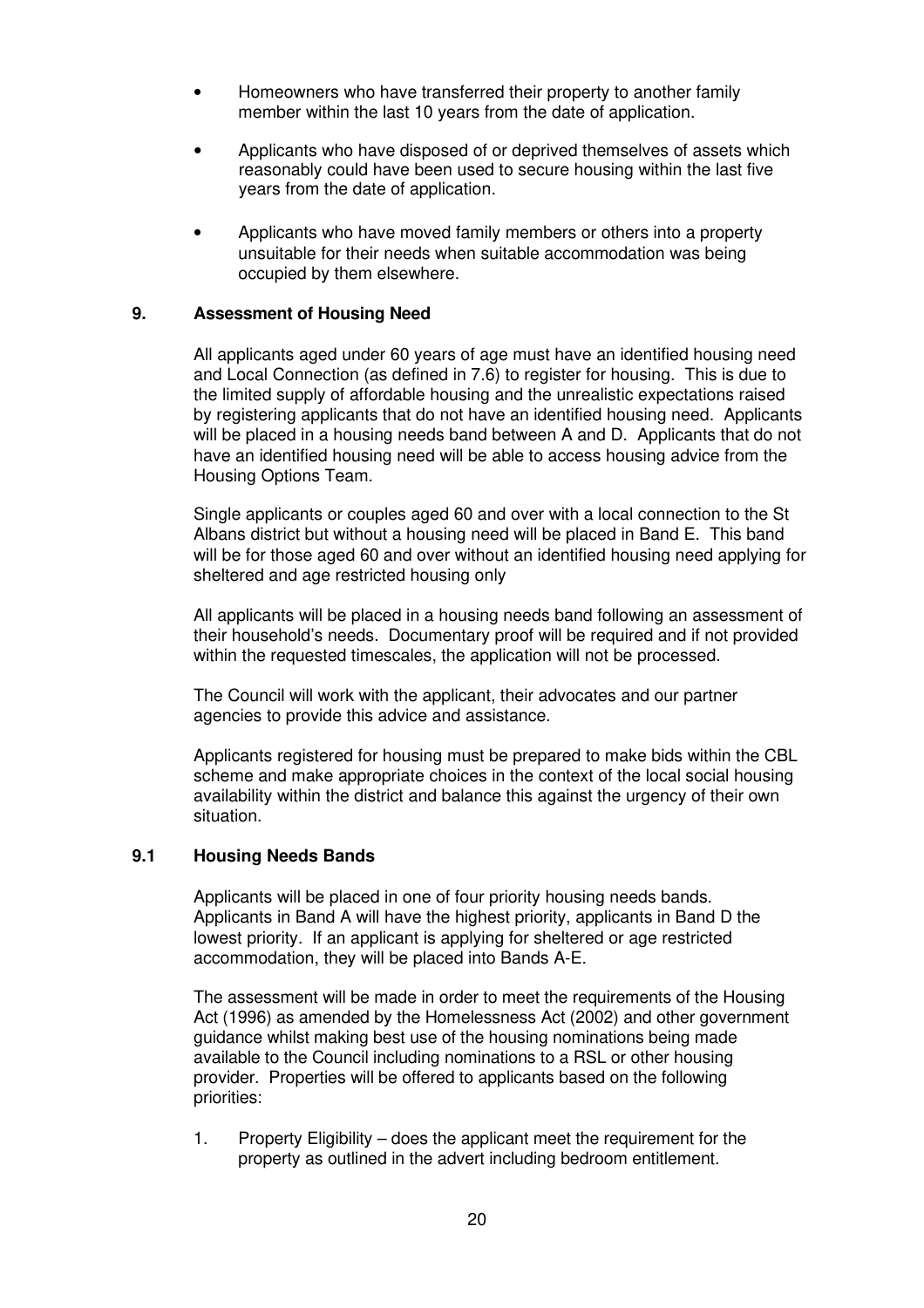- Homeowners who have transferred their property to another family member within the last 10 years from the date of application.

- Applicants who have disposed of or deprived themselves of assets which reasonably could have been used to secure housing within the last five years from the date of application.

- Applicants who have moved family members or others into a property unsuitable for their needs when suitable accommodation was being occupied by them elsewhere.

## 9. Assessment of Housing Need

All applicants aged under 60 years of age must have an identified housing need and Local Connection (as defined in 7.6) to register for housing. This is due to the limited supply of affordable housing and the unrealistic expectations raised by registering applicants that do not have an identified housing need. Applicants will be placed in a housing needs band between A and D. Applicants that do not have an identified housing need will be able to access housing advice from the Housing Options Team.

Single applicants or couples aged 60 and over with a local connection to the St Albans district but without a housing need will be placed in Band E. This band will be for those aged 60 and over without an identified housing need applying for sheltered and age restricted housing only

All applicants will be placed in a housing needs band following an assessment of their household's needs. Documentary proof will be required and if not provided within the requested timescales, the application will not be processed.

The Council will work with the applicant, their advocates and our partner agencies to provide this advice and assistance.

Applicants registered for housing must be prepared to make bids within the CBL scheme and make appropriate choices in the context of the local social housing availability within the district and balance this against the urgency of their own situation.

### 9.1 Housing Needs Bands

Applicants will be placed in one of four priority housing needs bands. Applicants in Band A will have the highest priority, applicants in Band D the lowest priority. If an applicant is applying for sheltered or age restricted accommodation, they will be placed into Bands A-E.

The assessment will be made in order to meet the requirements of the Housing Act (1996) as amended by the Homelessness Act (2002) and other government guidance whilst making best use of the housing nominations being made available to the Council including nominations to a RSL or other housing provider. Properties will be offered to applicants based on the following priorities:

1. Property Eligibility – does the applicant meet the requirement for the property as outlined in the advert including bedroom entitlement.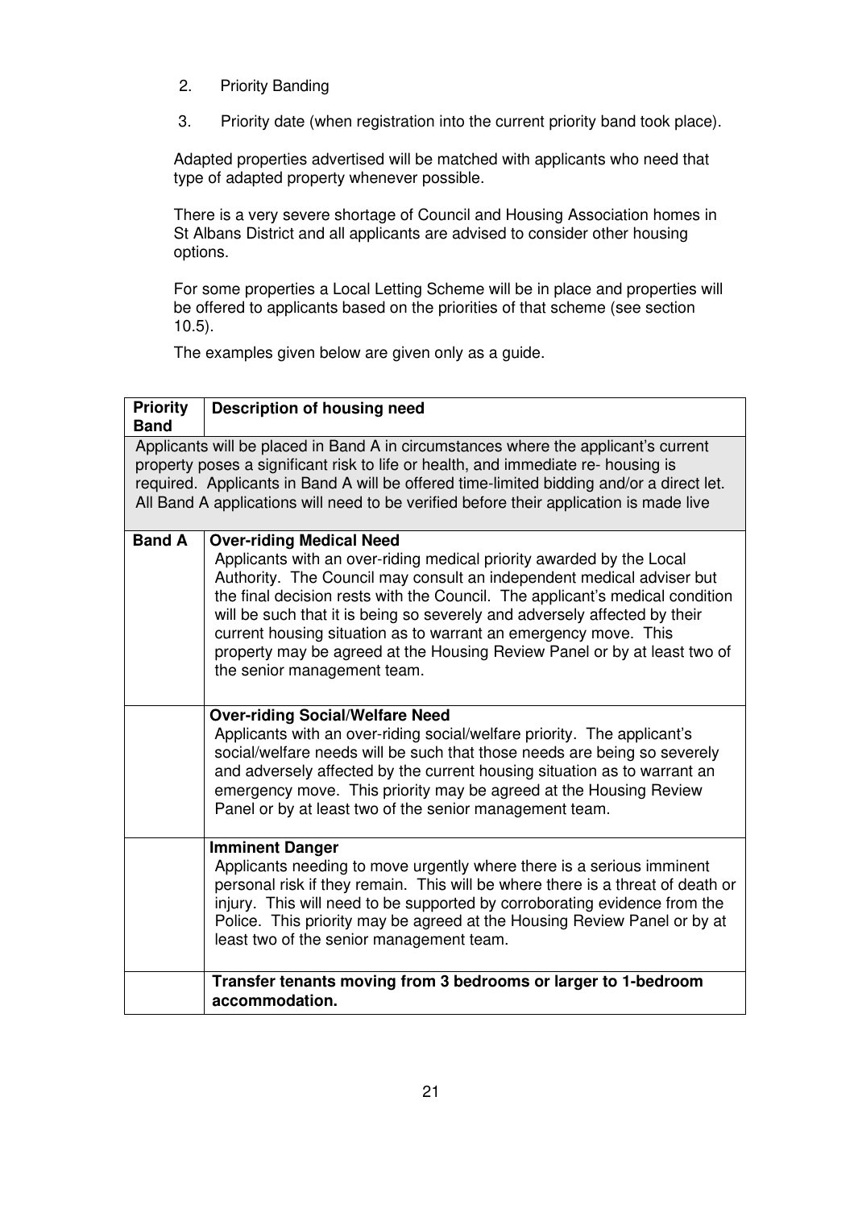2. Priority Banding

3. Priority date (when registration into the current priority band took place).

Adapted properties advertised will be matched with applicants who need that type of adapted property whenever possible.

There is a very severe shortage of Council and Housing Association homes in St Albans District and all applicants are advised to consider other housing options.

For some properties a Local Letting Scheme will be in place and properties will be offered to applicants based on the priorities of that scheme (see section 10.5).

The examples given below are given only as a guide.

| **Priority Band** | **Description of housing need** |
|---|---|
| Applicants will be placed in Band A in circumstances where the applicant's current property poses a significant risk to life or health, and immediate re- housing is required. Applicants in Band A will be offered time-limited bidding and/or a direct let. All Band A applications will need to be verified before their application is made live | |
| **Band A** | **Over-riding Medical Need**<br>Applicants with an over-riding medical priority awarded by the Local Authority. The Council may consult an independent medical adviser but the final decision rests with the Council. The applicant's medical condition will be such that it is being so severely and adversely affected by their current housing situation as to warrant an emergency move. This property may be agreed at the Housing Review Panel or by at least two of the senior management team. |
| | **Over-riding Social/Welfare Need**<br>Applicants with an over-riding social/welfare priority. The applicant's social/welfare needs will be such that those needs are being so severely and adversely affected by the current housing situation as to warrant an emergency move. This priority may be agreed at the Housing Review Panel or by at least two of the senior management team. |
| | **Imminent Danger**<br>Applicants needing to move urgently where there is a serious imminent personal risk if they remain. This will be where there is a threat of death or injury. This will need to be supported by corroborating evidence from the Police. This priority may be agreed at the Housing Review Panel or by at least two of the senior management team. |
| | **Transfer tenants moving from 3 bedrooms or larger to 1-bedroom accommodation.** |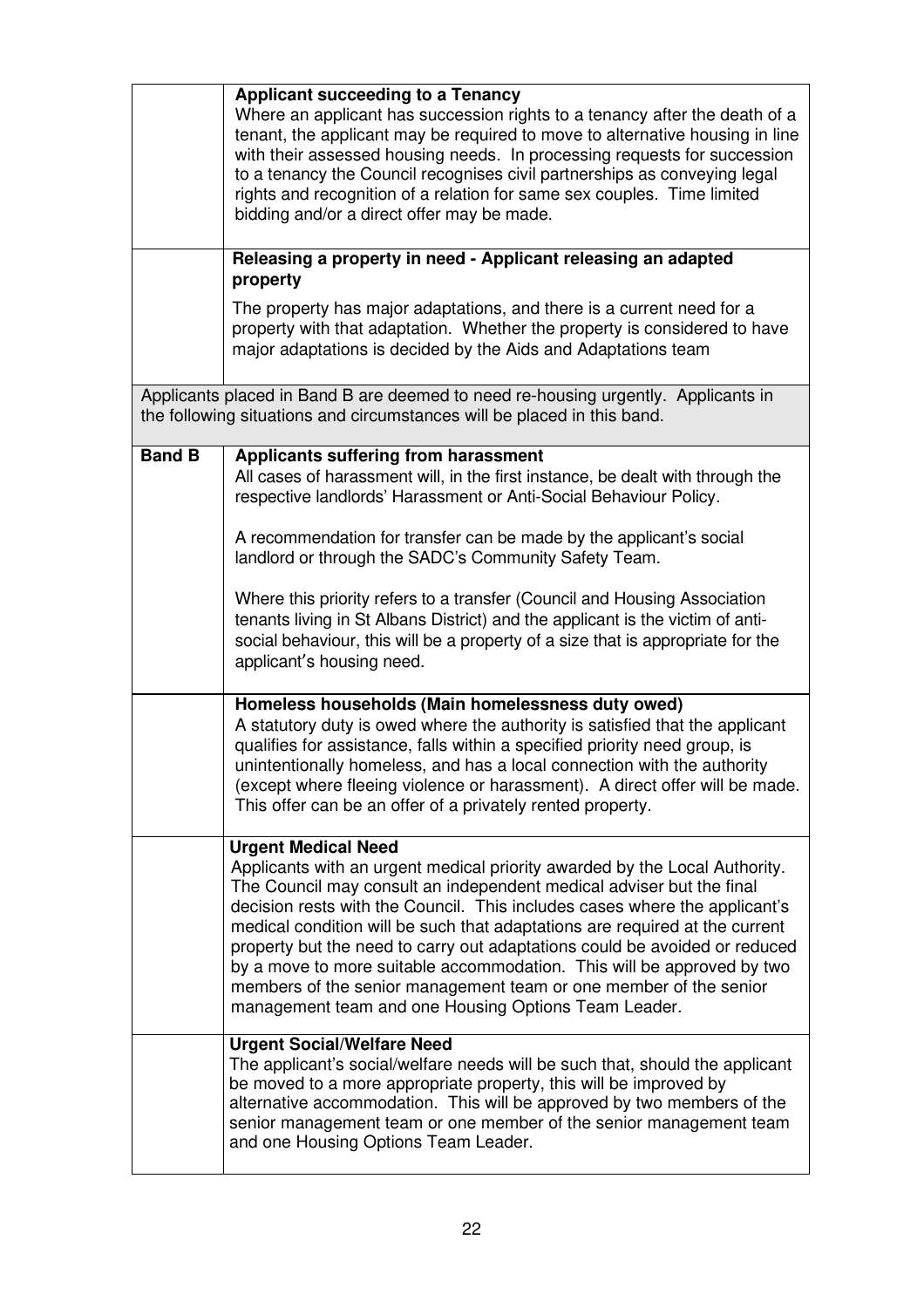| | |
|---|---|
| | **Applicant succeeding to a Tenancy**<br>Where an applicant has succession rights to a tenancy after the death of a tenant, the applicant may be required to move to alternative housing in line with their assessed housing needs. In processing requests for succession to a tenancy the Council recognises civil partnerships as conveying legal rights and recognition of a relation for same sex couples. Time limited bidding and/or a direct offer may be made. |
| | **Releasing a property in need - Applicant releasing an adapted property**<br>The property has major adaptations, and there is a current need for a property with that adaptation. Whether the property is considered to have major adaptations is decided by the Aids and Adaptations team |
| Applicants placed in Band B are deemed to need re-housing urgently. Applicants in the following situations and circumstances will be placed in this band. | |
| **Band B** | **Applicants suffering from harassment**<br>All cases of harassment will, in the first instance, be dealt with through the respective landlords' Harassment or Anti-Social Behaviour Policy.<br><br>A recommendation for transfer can be made by the applicant's social landlord or through the SADC's Community Safety Team.<br><br>Where this priority refers to a transfer (Council and Housing Association tenants living in St Albans District) and the applicant is the victim of anti-social behaviour, this will be a property of a size that is appropriate for the applicant's housing need. |
| | **Homeless households (Main homelessness duty owed)**<br>A statutory duty is owed where the authority is satisfied that the applicant qualifies for assistance, falls within a specified priority need group, is unintentionally homeless, and has a local connection with the authority (except where fleeing violence or harassment). A direct offer will be made. This offer can be an offer of a privately rented property. |
| | **Urgent Medical Need**<br>Applicants with an urgent medical priority awarded by the Local Authority. The Council may consult an independent medical adviser but the final decision rests with the Council. This includes cases where the applicant's medical condition will be such that adaptations are required at the current property but the need to carry out adaptations could be avoided or reduced by a move to more suitable accommodation. This will be approved by two members of the senior management team or one member of the senior management team and one Housing Options Team Leader. |
| | **Urgent Social/Welfare Need**<br>The applicant's social/welfare needs will be such that, should the applicant be moved to a more appropriate property, this will be improved by alternative accommodation. This will be approved by two members of the senior management team or one member of the senior management team and one Housing Options Team Leader. |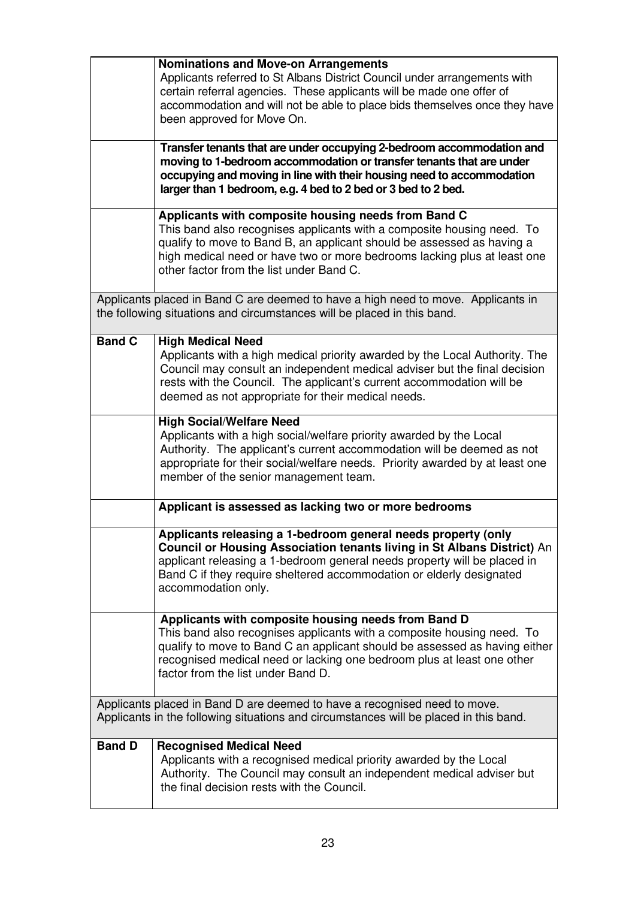| | |
|---|---|
| | **Nominations and Move-on Arrangements** Applicants referred to St Albans District Council under arrangements with certain referral agencies. These applicants will be made one offer of accommodation and will not be able to place bids themselves once they have been approved for Move On. |
| | **Transfer tenants that are under occupying 2-bedroom accommodation and moving to 1-bedroom accommodation or transfer tenants that are under occupying and moving in line with their housing need to accommodation larger than 1 bedroom, e.g. 4 bed to 2 bed or 3 bed to 2 bed.** |
| | **Applicants with composite housing needs from Band C** This band also recognises applicants with a composite housing need. To qualify to move to Band B, an applicant should be assessed as having a high medical need or have two or more bedrooms lacking plus at least one other factor from the list under Band C. |
| Applicants placed in Band C are deemed to have a high need to move. Applicants in the following situations and circumstances will be placed in this band. | |
| **Band C** | **High Medical Need** Applicants with a high medical priority awarded by the Local Authority. The Council may consult an independent medical adviser but the final decision rests with the Council. The applicant's current accommodation will be deemed as not appropriate for their medical needs. |
| | **High Social/Welfare Need** Applicants with a high social/welfare priority awarded by the Local Authority. The applicant's current accommodation will be deemed as not appropriate for their social/welfare needs. Priority awarded by at least one member of the senior management team. |
| | **Applicant is assessed as lacking two or more bedrooms** |
| | **Applicants releasing a 1-bedroom general needs property (only Council or Housing Association tenants living in St Albans District)** An applicant releasing a 1-bedroom general needs property will be placed in Band C if they require sheltered accommodation or elderly designated accommodation only. |
| | **Applicants with composite housing needs from Band D** This band also recognises applicants with a composite housing need. To qualify to move to Band C an applicant should be assessed as having either recognised medical need or lacking one bedroom plus at least one other factor from the list under Band D. |
| Applicants placed in Band D are deemed to have a recognised need to move. Applicants in the following situations and circumstances will be placed in this band. | |
| **Band D** | **Recognised Medical Need** Applicants with a recognised medical priority awarded by the Local Authority. The Council may consult an independent medical adviser but the final decision rests with the Council. |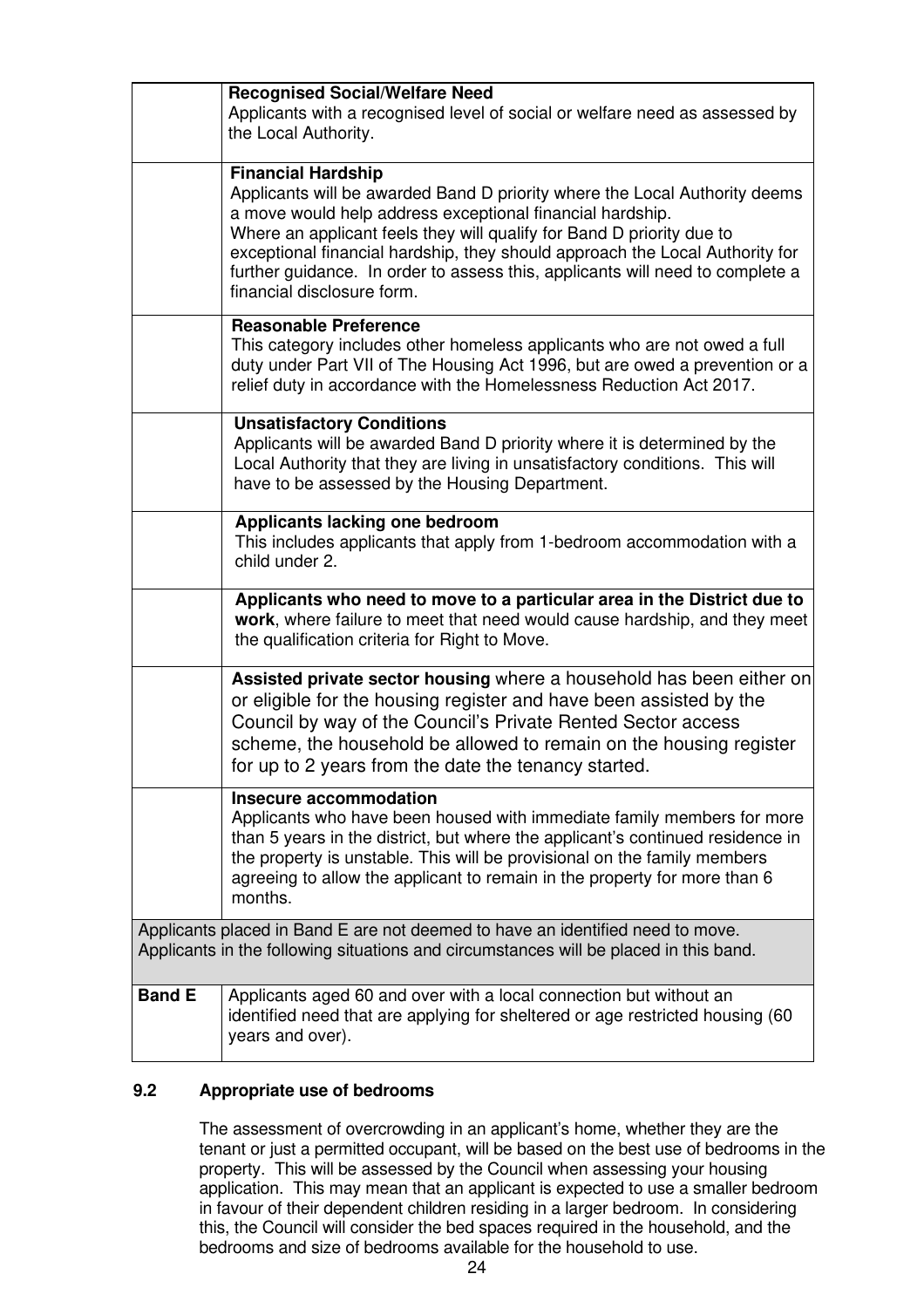| | |
|---|---|
| | **Recognised Social/Welfare Need**<br>Applicants with a recognised level of social or welfare need as assessed by the Local Authority. |
| | **Financial Hardship**<br>Applicants will be awarded Band D priority where the Local Authority deems a move would help address exceptional financial hardship.<br>Where an applicant feels they will qualify for Band D priority due to exceptional financial hardship, they should approach the Local Authority for further guidance. In order to assess this, applicants will need to complete a financial disclosure form. |
| | **Reasonable Preference**<br>This category includes other homeless applicants who are not owed a full duty under Part VII of The Housing Act 1996, but are owed a prevention or a relief duty in accordance with the Homelessness Reduction Act 2017. |
| | **Unsatisfactory Conditions**<br>Applicants will be awarded Band D priority where it is determined by the Local Authority that they are living in unsatisfactory conditions. This will have to be assessed by the Housing Department. |
| | **Applicants lacking one bedroom**<br>This includes applicants that apply from 1-bedroom accommodation with a child under 2. |
| | **Applicants who need to move to a particular area in the District due to work**, where failure to meet that need would cause hardship, and they meet the qualification criteria for Right to Move. |
| | **Assisted private sector housing** where a household has been either on or eligible for the housing register and have been assisted by the Council by way of the Council's Private Rented Sector access scheme, the household be allowed to remain on the housing register for up to 2 years from the date the tenancy started. |
| | **Insecure accommodation**<br>Applicants who have been housed with immediate family members for more than 5 years in the district, but where the applicant's continued residence in the property is unstable. This will be provisional on the family members agreeing to allow the applicant to remain in the property for more than 6 months. |
| Applicants placed in Band E are not deemed to have an identified need to move. Applicants in the following situations and circumstances will be placed in this band. | |
| **Band E** | Applicants aged 60 and over with a local connection but without an identified need that are applying for sheltered or age restricted housing (60 years and over). |

### 9.2 Appropriate use of bedrooms

The assessment of overcrowding in an applicant's home, whether they are the tenant or just a permitted occupant, will be based on the best use of bedrooms in the property. This will be assessed by the Council when assessing your housing application. This may mean that an applicant is expected to use a smaller bedroom in favour of their dependent children residing in a larger bedroom. In considering this, the Council will consider the bed spaces required in the household, and the bedrooms and size of bedrooms available for the household to use.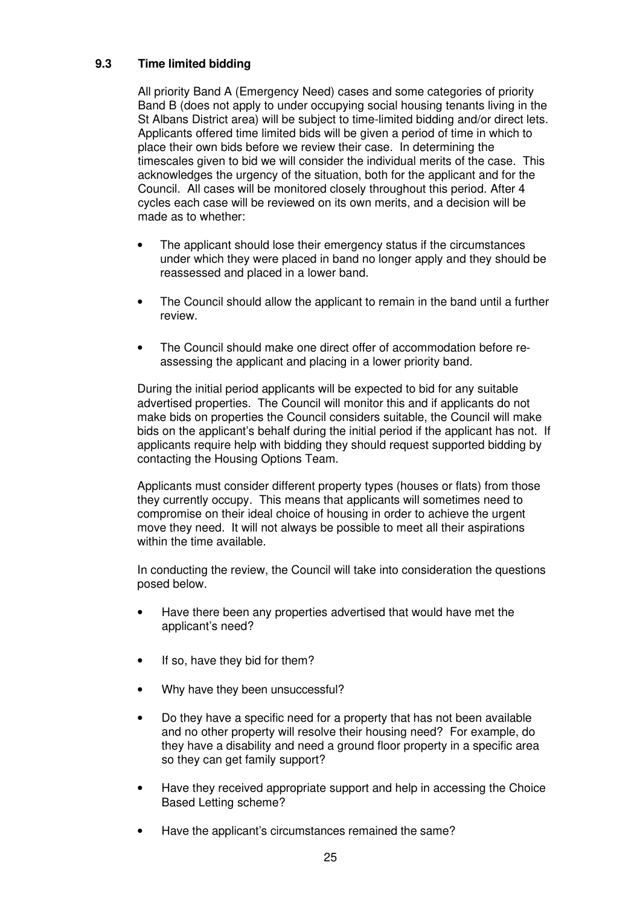### 9.3 Time limited bidding

All priority Band A (Emergency Need) cases and some categories of priority Band B (does not apply to under occupying social housing tenants living in the St Albans District area) will be subject to time-limited bidding and/or direct lets. Applicants offered time limited bids will be given a period of time in which to place their own bids before we review their case. In determining the timescales given to bid we will consider the individual merits of the case. This acknowledges the urgency of the situation, both for the applicant and for the Council. All cases will be monitored closely throughout this period. After 4 cycles each case will be reviewed on its own merits, and a decision will be made as to whether:

- The applicant should lose their emergency status if the circumstances under which they were placed in band no longer apply and they should be reassessed and placed in a lower band.
- The Council should allow the applicant to remain in the band until a further review.
- The Council should make one direct offer of accommodation before re-assessing the applicant and placing in a lower priority band.

During the initial period applicants will be expected to bid for any suitable advertised properties. The Council will monitor this and if applicants do not make bids on properties the Council considers suitable, the Council will make bids on the applicant's behalf during the initial period if the applicant has not. If applicants require help with bidding they should request supported bidding by contacting the Housing Options Team.

Applicants must consider different property types (houses or flats) from those they currently occupy. This means that applicants will sometimes need to compromise on their ideal choice of housing in order to achieve the urgent move they need. It will not always be possible to meet all their aspirations within the time available.

In conducting the review, the Council will take into consideration the questions posed below.

- Have there been any properties advertised that would have met the applicant's need?
- If so, have they bid for them?
- Why have they been unsuccessful?
- Do they have a specific need for a property that has not been available and no other property will resolve their housing need? For example, do they have a disability and need a ground floor property in a specific area so they can get family support?
- Have they received appropriate support and help in accessing the Choice Based Letting scheme?
- Have the applicant's circumstances remained the same?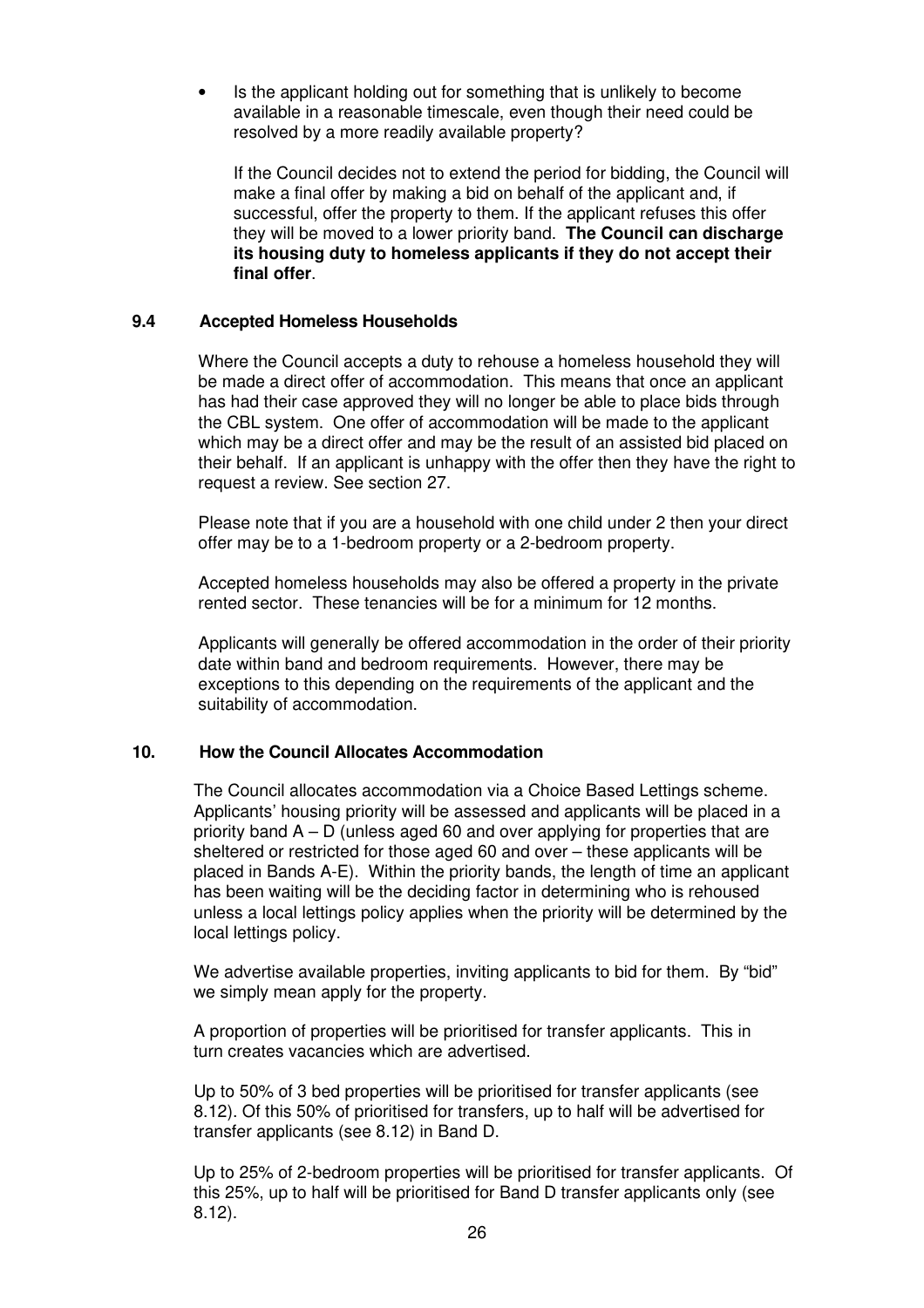- Is the applicant holding out for something that is unlikely to become available in a reasonable timescale, even though their need could be resolved by a more readily available property?

  If the Council decides not to extend the period for bidding, the Council will make a final offer by making a bid on behalf of the applicant and, if successful, offer the property to them. If the applicant refuses this offer they will be moved to a lower priority band. **The Council can discharge its housing duty to homeless applicants if they do not accept their final offer**.

### 9.4 Accepted Homeless Households

Where the Council accepts a duty to rehouse a homeless household they will be made a direct offer of accommodation. This means that once an applicant has had their case approved they will no longer be able to place bids through the CBL system. One offer of accommodation will be made to the applicant which may be a direct offer and may be the result of an assisted bid placed on their behalf. If an applicant is unhappy with the offer then they have the right to request a review. See section 27.

Please note that if you are a household with one child under 2 then your direct offer may be to a 1-bedroom property or a 2-bedroom property.

Accepted homeless households may also be offered a property in the private rented sector. These tenancies will be for a minimum for 12 months.

Applicants will generally be offered accommodation in the order of their priority date within band and bedroom requirements. However, there may be exceptions to this depending on the requirements of the applicant and the suitability of accommodation.

## 10. How the Council Allocates Accommodation

The Council allocates accommodation via a Choice Based Lettings scheme. Applicants' housing priority will be assessed and applicants will be placed in a priority band A – D (unless aged 60 and over applying for properties that are sheltered or restricted for those aged 60 and over – these applicants will be placed in Bands A-E). Within the priority bands, the length of time an applicant has been waiting will be the deciding factor in determining who is rehoused unless a local lettings policy applies when the priority will be determined by the local lettings policy.

We advertise available properties, inviting applicants to bid for them. By "bid" we simply mean apply for the property.

A proportion of properties will be prioritised for transfer applicants. This in turn creates vacancies which are advertised.

Up to 50% of 3 bed properties will be prioritised for transfer applicants (see 8.12). Of this 50% of prioritised for transfers, up to half will be advertised for transfer applicants (see 8.12) in Band D.

Up to 25% of 2-bedroom properties will be prioritised for transfer applicants. Of this 25%, up to half will be prioritised for Band D transfer applicants only (see 8.12).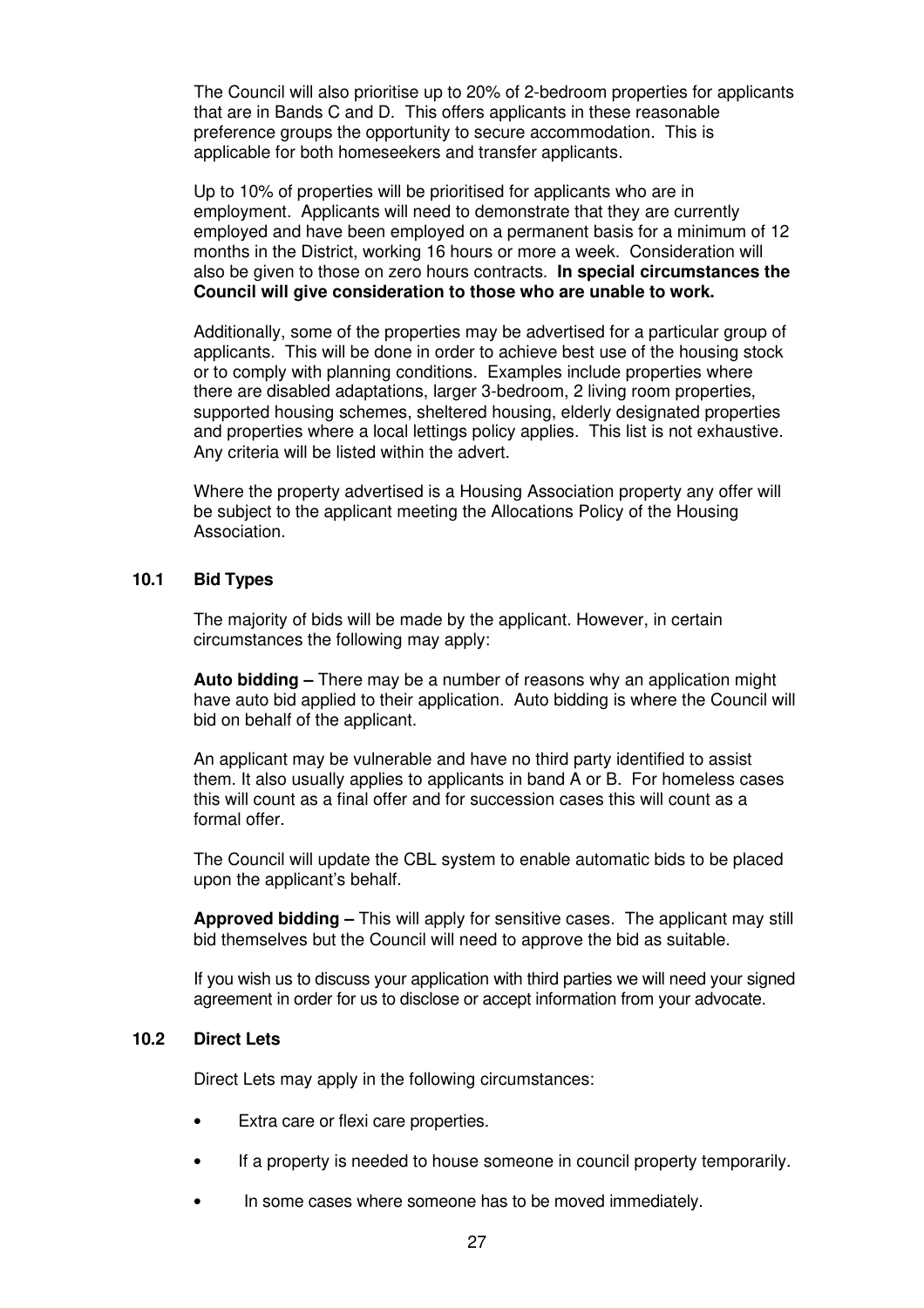The Council will also prioritise up to 20% of 2-bedroom properties for applicants that are in Bands C and D. This offers applicants in these reasonable preference groups the opportunity to secure accommodation. This is applicable for both homeseekers and transfer applicants.

Up to 10% of properties will be prioritised for applicants who are in employment. Applicants will need to demonstrate that they are currently employed and have been employed on a permanent basis for a minimum of 12 months in the District, working 16 hours or more a week. Consideration will also be given to those on zero hours contracts. **In special circumstances the Council will give consideration to those who are unable to work.**

Additionally, some of the properties may be advertised for a particular group of applicants. This will be done in order to achieve best use of the housing stock or to comply with planning conditions. Examples include properties where there are disabled adaptations, larger 3-bedroom, 2 living room properties, supported housing schemes, sheltered housing, elderly designated properties and properties where a local lettings policy applies. This list is not exhaustive. Any criteria will be listed within the advert.

Where the property advertised is a Housing Association property any offer will be subject to the applicant meeting the Allocations Policy of the Housing Association.

### 10.1 Bid Types

The majority of bids will be made by the applicant. However, in certain circumstances the following may apply:

**Auto bidding –** There may be a number of reasons why an application might have auto bid applied to their application. Auto bidding is where the Council will bid on behalf of the applicant.

An applicant may be vulnerable and have no third party identified to assist them. It also usually applies to applicants in band A or B. For homeless cases this will count as a final offer and for succession cases this will count as a formal offer.

The Council will update the CBL system to enable automatic bids to be placed upon the applicant's behalf.

**Approved bidding –** This will apply for sensitive cases. The applicant may still bid themselves but the Council will need to approve the bid as suitable.

If you wish us to discuss your application with third parties we will need your signed agreement in order for us to disclose or accept information from your advocate.

### 10.2 Direct Lets

Direct Lets may apply in the following circumstances:

- Extra care or flexi care properties.
- If a property is needed to house someone in council property temporarily.
- In some cases where someone has to be moved immediately.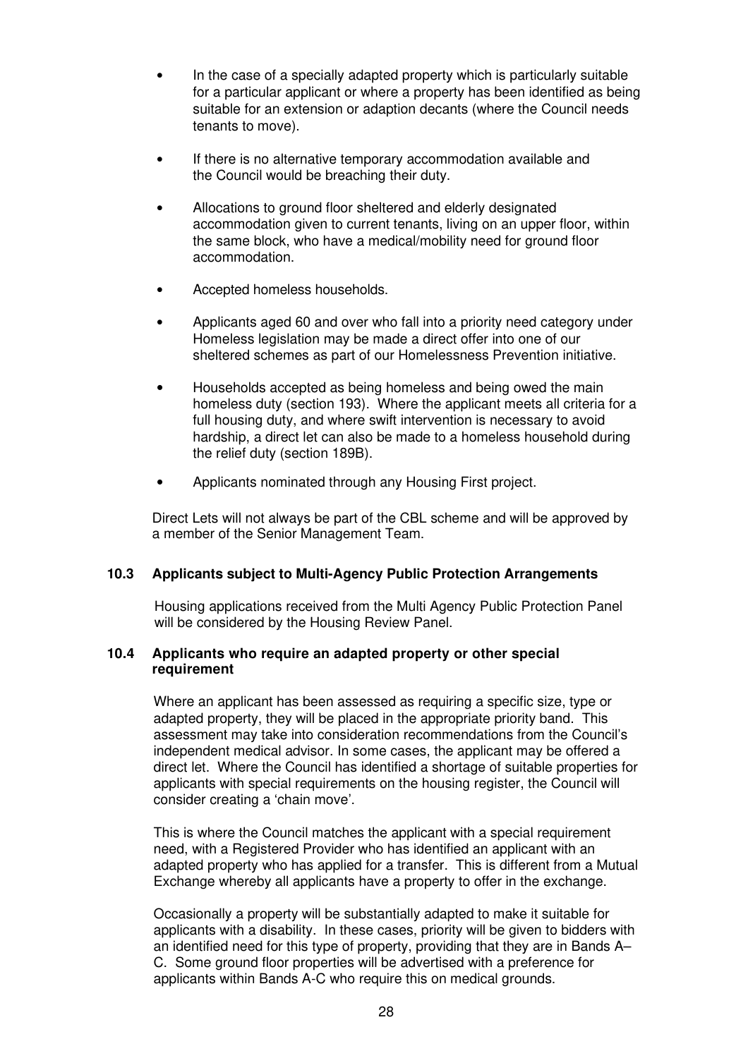- In the case of a specially adapted property which is particularly suitable for a particular applicant or where a property has been identified as being suitable for an extension or adaption decants (where the Council needs tenants to move).
- If there is no alternative temporary accommodation available and the Council would be breaching their duty.
- Allocations to ground floor sheltered and elderly designated accommodation given to current tenants, living on an upper floor, within the same block, who have a medical/mobility need for ground floor accommodation.
- Accepted homeless households.
- Applicants aged 60 and over who fall into a priority need category under Homeless legislation may be made a direct offer into one of our sheltered schemes as part of our Homelessness Prevention initiative.
- Households accepted as being homeless and being owed the main homeless duty (section 193). Where the applicant meets all criteria for a full housing duty, and where swift intervention is necessary to avoid hardship, a direct let can also be made to a homeless household during the relief duty (section 189B).
- Applicants nominated through any Housing First project.

Direct Lets will not always be part of the CBL scheme and will be approved by a member of the Senior Management Team.

### 10.3 Applicants subject to Multi-Agency Public Protection Arrangements

Housing applications received from the Multi Agency Public Protection Panel will be considered by the Housing Review Panel.

### 10.4 Applicants who require an adapted property or other special requirement

Where an applicant has been assessed as requiring a specific size, type or adapted property, they will be placed in the appropriate priority band. This assessment may take into consideration recommendations from the Council's independent medical advisor. In some cases, the applicant may be offered a direct let. Where the Council has identified a shortage of suitable properties for applicants with special requirements on the housing register, the Council will consider creating a 'chain move'.

This is where the Council matches the applicant with a special requirement need, with a Registered Provider who has identified an applicant with an adapted property who has applied for a transfer. This is different from a Mutual Exchange whereby all applicants have a property to offer in the exchange.

Occasionally a property will be substantially adapted to make it suitable for applicants with a disability. In these cases, priority will be given to bidders with an identified need for this type of property, providing that they are in Bands A–C. Some ground floor properties will be advertised with a preference for applicants within Bands A-C who require this on medical grounds.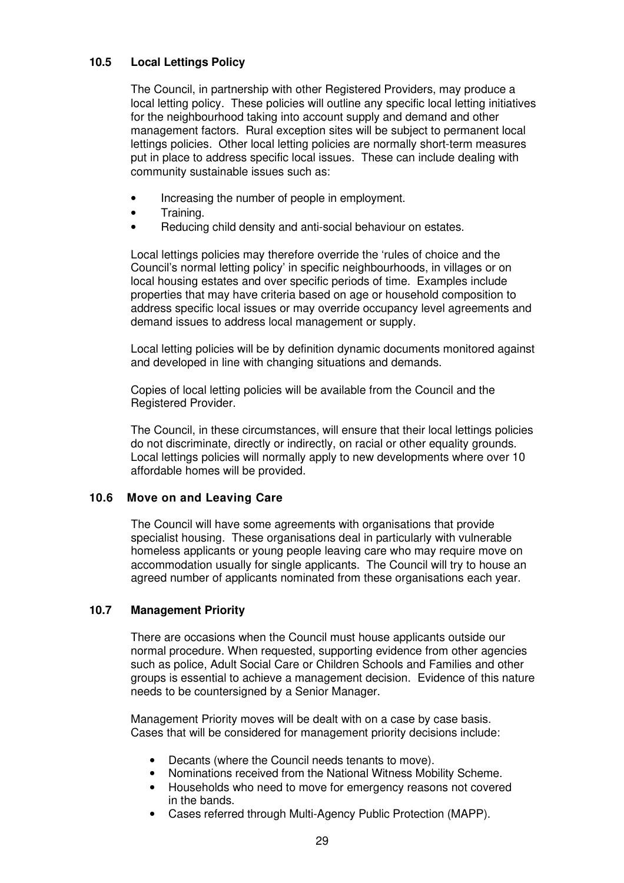### 10.5 Local Lettings Policy

The Council, in partnership with other Registered Providers, may produce a local letting policy. These policies will outline any specific local letting initiatives for the neighbourhood taking into account supply and demand and other management factors. Rural exception sites will be subject to permanent local lettings policies. Other local letting policies are normally short-term measures put in place to address specific local issues. These can include dealing with community sustainable issues such as:

- Increasing the number of people in employment.
- Training.
- Reducing child density and anti-social behaviour on estates.

Local lettings policies may therefore override the 'rules of choice and the Council's normal letting policy' in specific neighbourhoods, in villages or on local housing estates and over specific periods of time. Examples include properties that may have criteria based on age or household composition to address specific local issues or may override occupancy level agreements and demand issues to address local management or supply.

Local letting policies will be by definition dynamic documents monitored against and developed in line with changing situations and demands.

Copies of local letting policies will be available from the Council and the Registered Provider.

The Council, in these circumstances, will ensure that their local lettings policies do not discriminate, directly or indirectly, on racial or other equality grounds. Local lettings policies will normally apply to new developments where over 10 affordable homes will be provided.

### 10.6 Move on and Leaving Care

The Council will have some agreements with organisations that provide specialist housing. These organisations deal in particularly with vulnerable homeless applicants or young people leaving care who may require move on accommodation usually for single applicants. The Council will try to house an agreed number of applicants nominated from these organisations each year.

### 10.7 Management Priority

There are occasions when the Council must house applicants outside our normal procedure. When requested, supporting evidence from other agencies such as police, Adult Social Care or Children Schools and Families and other groups is essential to achieve a management decision. Evidence of this nature needs to be countersigned by a Senior Manager.

Management Priority moves will be dealt with on a case by case basis. Cases that will be considered for management priority decisions include:

- Decants (where the Council needs tenants to move).
- Nominations received from the National Witness Mobility Scheme.
- Households who need to move for emergency reasons not covered in the bands.
- Cases referred through Multi-Agency Public Protection (MAPP).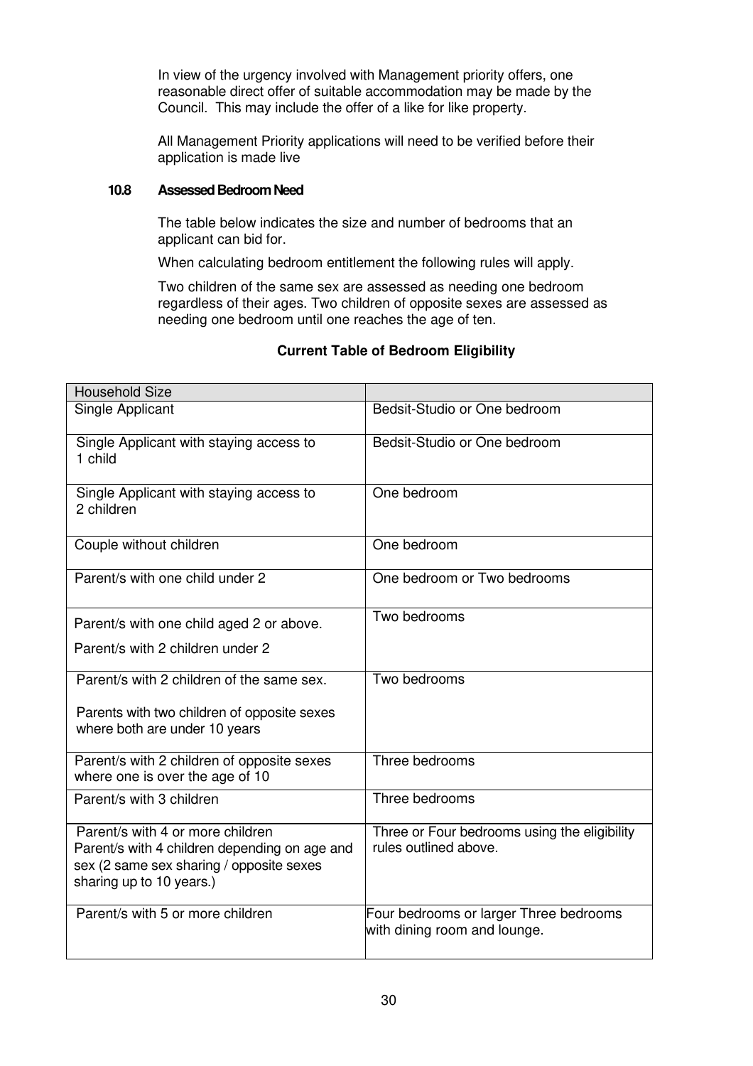In view of the urgency involved with Management priority offers, one reasonable direct offer of suitable accommodation may be made by the Council. This may include the offer of a like for like property.

All Management Priority applications will need to be verified before their application is made live

### 10.8 Assessed Bedroom Need

The table below indicates the size and number of bedrooms that an applicant can bid for.

When calculating bedroom entitlement the following rules will apply.

Two children of the same sex are assessed as needing one bedroom regardless of their ages. Two children of opposite sexes are assessed as needing one bedroom until one reaches the age of ten.

**Current Table of Bedroom Eligibility**

| Household Size | |
|---|---|
| Single Applicant | Bedsit-Studio or One bedroom |
| Single Applicant with staying access to 1 child | Bedsit-Studio or One bedroom |
| Single Applicant with staying access to 2 children | One bedroom |
| Couple without children | One bedroom |
| Parent/s with one child under 2 | One bedroom or Two bedrooms |
| Parent/s with one child aged 2 or above.<br>Parent/s with 2 children under 2 | Two bedrooms |
| Parent/s with 2 children of the same sex.<br>Parents with two children of opposite sexes where both are under 10 years | Two bedrooms |
| Parent/s with 2 children of opposite sexes where one is over the age of 10 | Three bedrooms |
| Parent/s with 3 children | Three bedrooms |
| Parent/s with 4 or more children<br>Parent/s with 4 children depending on age and sex (2 same sex sharing / opposite sexes sharing up to 10 years.) | Three or Four bedrooms using the eligibility rules outlined above. |
| Parent/s with 5 or more children | Four bedrooms or larger Three bedrooms with dining room and lounge. |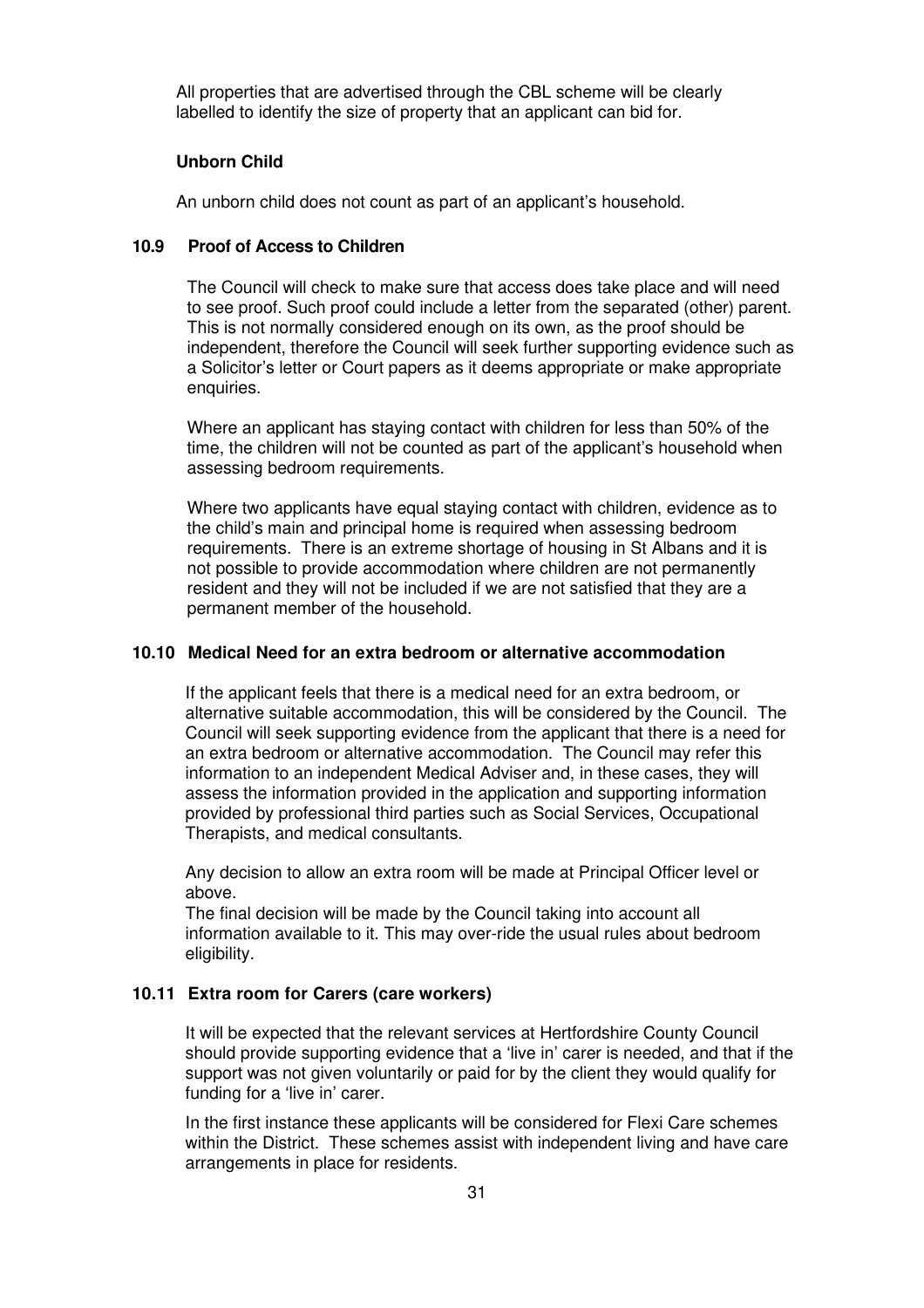All properties that are advertised through the CBL scheme will be clearly labelled to identify the size of property that an applicant can bid for.

**Unborn Child**

An unborn child does not count as part of an applicant's household.

### 10.9 Proof of Access to Children

The Council will check to make sure that access does take place and will need to see proof. Such proof could include a letter from the separated (other) parent. This is not normally considered enough on its own, as the proof should be independent, therefore the Council will seek further supporting evidence such as a Solicitor's letter or Court papers as it deems appropriate or make appropriate enquiries.

Where an applicant has staying contact with children for less than 50% of the time, the children will not be counted as part of the applicant's household when assessing bedroom requirements.

Where two applicants have equal staying contact with children, evidence as to the child's main and principal home is required when assessing bedroom requirements. There is an extreme shortage of housing in St Albans and it is not possible to provide accommodation where children are not permanently resident and they will not be included if we are not satisfied that they are a permanent member of the household.

### 10.10 Medical Need for an extra bedroom or alternative accommodation

If the applicant feels that there is a medical need for an extra bedroom, or alternative suitable accommodation, this will be considered by the Council. The Council will seek supporting evidence from the applicant that there is a need for an extra bedroom or alternative accommodation. The Council may refer this information to an independent Medical Adviser and, in these cases, they will assess the information provided in the application and supporting information provided by professional third parties such as Social Services, Occupational Therapists, and medical consultants.

Any decision to allow an extra room will be made at Principal Officer level or above.
The final decision will be made by the Council taking into account all information available to it. This may over-ride the usual rules about bedroom eligibility.

### 10.11 Extra room for Carers (care workers)

It will be expected that the relevant services at Hertfordshire County Council should provide supporting evidence that a 'live in' carer is needed, and that if the support was not given voluntarily or paid for by the client they would qualify for funding for a 'live in' carer.

In the first instance these applicants will be considered for Flexi Care schemes within the District. These schemes assist with independent living and have care arrangements in place for residents.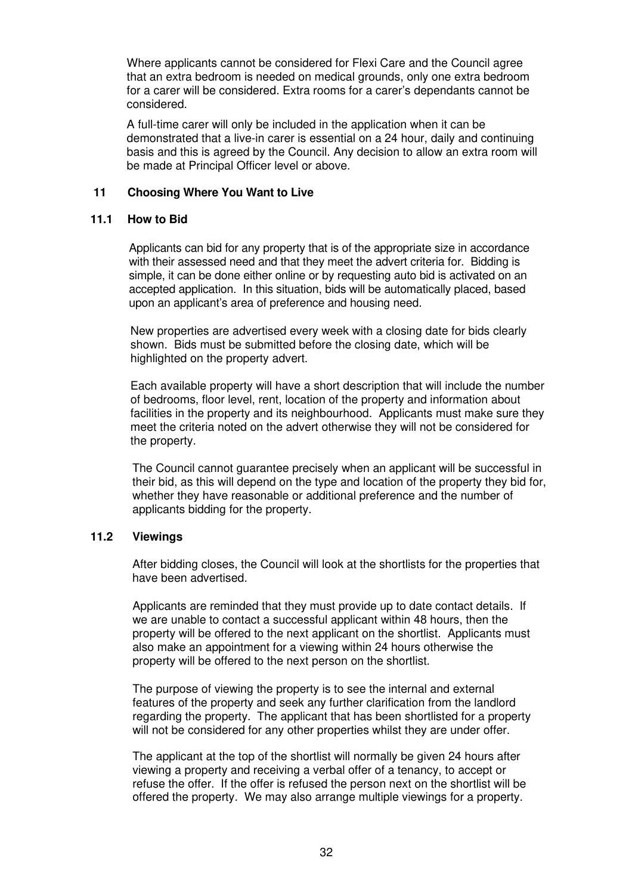Where applicants cannot be considered for Flexi Care and the Council agree that an extra bedroom is needed on medical grounds, only one extra bedroom for a carer will be considered. Extra rooms for a carer's dependants cannot be considered.

A full-time carer will only be included in the application when it can be demonstrated that a live-in carer is essential on a 24 hour, daily and continuing basis and this is agreed by the Council. Any decision to allow an extra room will be made at Principal Officer level or above.

## 11 Choosing Where You Want to Live

### 11.1 How to Bid

Applicants can bid for any property that is of the appropriate size in accordance with their assessed need and that they meet the advert criteria for. Bidding is simple, it can be done either online or by requesting auto bid is activated on an accepted application. In this situation, bids will be automatically placed, based upon an applicant's area of preference and housing need.

New properties are advertised every week with a closing date for bids clearly shown. Bids must be submitted before the closing date, which will be highlighted on the property advert.

Each available property will have a short description that will include the number of bedrooms, floor level, rent, location of the property and information about facilities in the property and its neighbourhood. Applicants must make sure they meet the criteria noted on the advert otherwise they will not be considered for the property.

The Council cannot guarantee precisely when an applicant will be successful in their bid, as this will depend on the type and location of the property they bid for, whether they have reasonable or additional preference and the number of applicants bidding for the property.

### 11.2 Viewings

After bidding closes, the Council will look at the shortlists for the properties that have been advertised.

Applicants are reminded that they must provide up to date contact details. If we are unable to contact a successful applicant within 48 hours, then the property will be offered to the next applicant on the shortlist. Applicants must also make an appointment for a viewing within 24 hours otherwise the property will be offered to the next person on the shortlist.

The purpose of viewing the property is to see the internal and external features of the property and seek any further clarification from the landlord regarding the property. The applicant that has been shortlisted for a property will not be considered for any other properties whilst they are under offer.

The applicant at the top of the shortlist will normally be given 24 hours after viewing a property and receiving a verbal offer of a tenancy, to accept or refuse the offer. If the offer is refused the person next on the shortlist will be offered the property. We may also arrange multiple viewings for a property.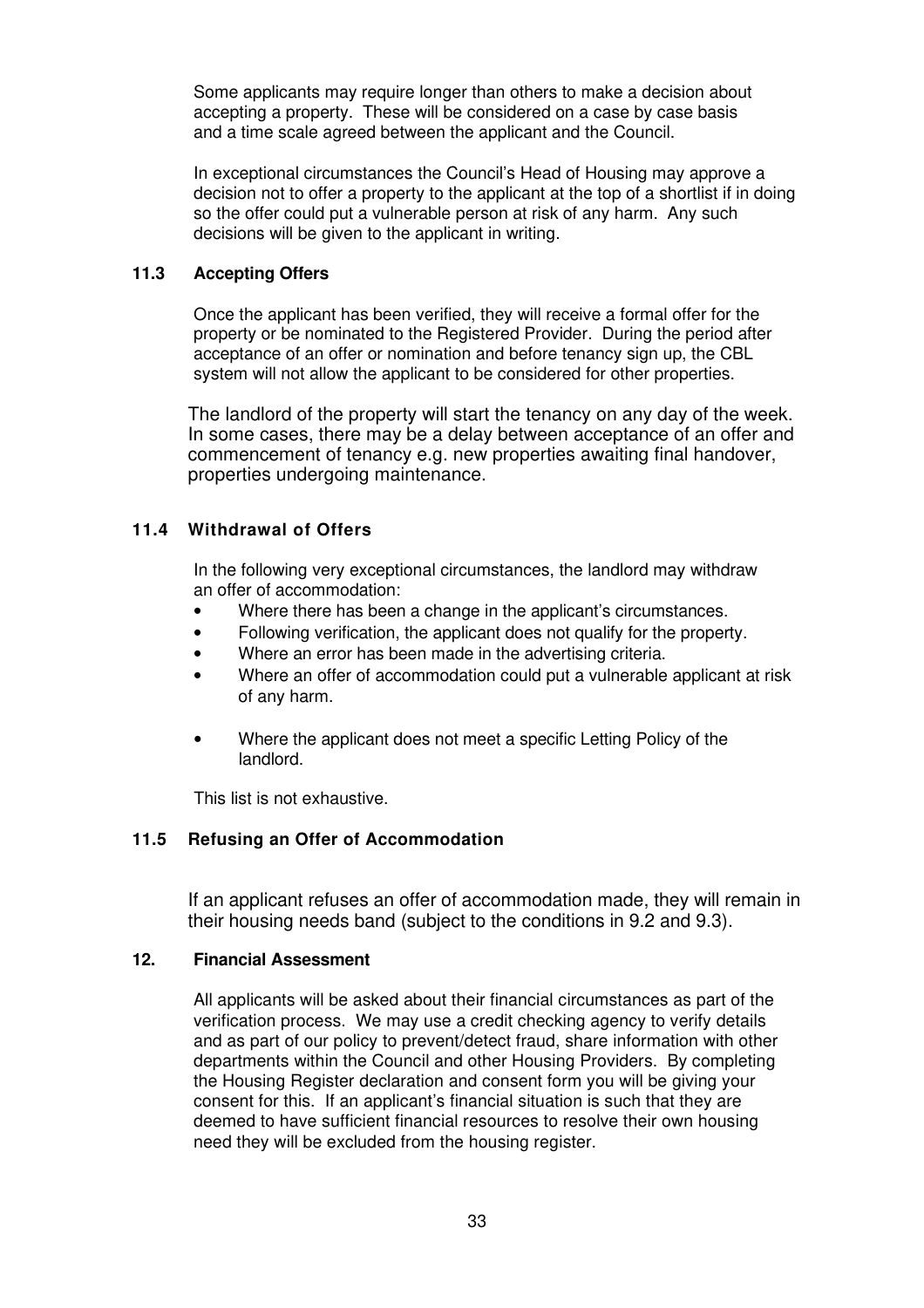Some applicants may require longer than others to make a decision about accepting a property. These will be considered on a case by case basis and a time scale agreed between the applicant and the Council.

In exceptional circumstances the Council's Head of Housing may approve a decision not to offer a property to the applicant at the top of a shortlist if in doing so the offer could put a vulnerable person at risk of any harm. Any such decisions will be given to the applicant in writing.

### 11.3 Accepting Offers

Once the applicant has been verified, they will receive a formal offer for the property or be nominated to the Registered Provider. During the period after acceptance of an offer or nomination and before tenancy sign up, the CBL system will not allow the applicant to be considered for other properties.

The landlord of the property will start the tenancy on any day of the week. In some cases, there may be a delay between acceptance of an offer and commencement of tenancy e.g. new properties awaiting final handover, properties undergoing maintenance.

### 11.4 Withdrawal of Offers

In the following very exceptional circumstances, the landlord may withdraw an offer of accommodation:

- Where there has been a change in the applicant's circumstances.
- Following verification, the applicant does not qualify for the property.
- Where an error has been made in the advertising criteria.
- Where an offer of accommodation could put a vulnerable applicant at risk of any harm.
- Where the applicant does not meet a specific Letting Policy of the landlord.

This list is not exhaustive.

### 11.5 Refusing an Offer of Accommodation

If an applicant refuses an offer of accommodation made, they will remain in their housing needs band (subject to the conditions in 9.2 and 9.3).

## 12. Financial Assessment

All applicants will be asked about their financial circumstances as part of the verification process. We may use a credit checking agency to verify details and as part of our policy to prevent/detect fraud, share information with other departments within the Council and other Housing Providers. By completing the Housing Register declaration and consent form you will be giving your consent for this. If an applicant's financial situation is such that they are deemed to have sufficient financial resources to resolve their own housing need they will be excluded from the housing register.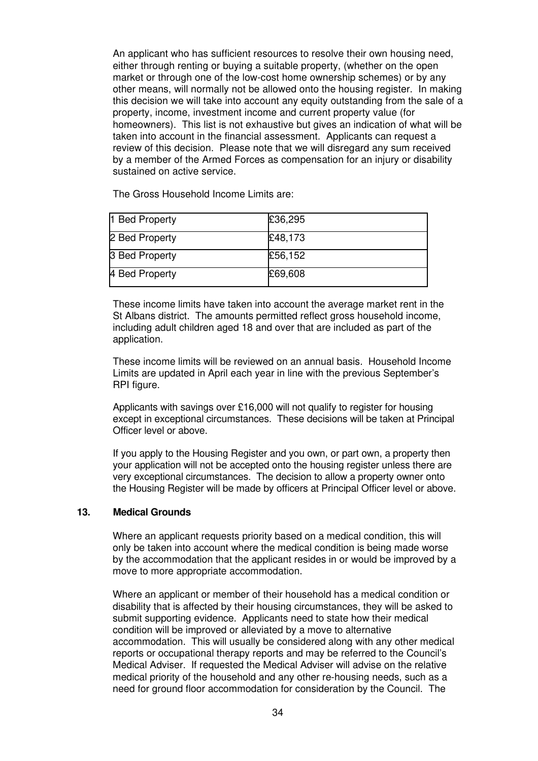An applicant who has sufficient resources to resolve their own housing need, either through renting or buying a suitable property, (whether on the open market or through one of the low-cost home ownership schemes) or by any other means, will normally not be allowed onto the housing register. In making this decision we will take into account any equity outstanding from the sale of a property, income, investment income and current property value (for homeowners). This list is not exhaustive but gives an indication of what will be taken into account in the financial assessment. Applicants can request a review of this decision. Please note that we will disregard any sum received by a member of the Armed Forces as compensation for an injury or disability sustained on active service.

The Gross Household Income Limits are:

| | |
|---|---|
| 1 Bed Property | £36,295 |
| 2 Bed Property | £48,173 |
| 3 Bed Property | £56,152 |
| 4 Bed Property | £69,608 |

These income limits have taken into account the average market rent in the St Albans district. The amounts permitted reflect gross household income, including adult children aged 18 and over that are included as part of the application.

These income limits will be reviewed on an annual basis. Household Income Limits are updated in April each year in line with the previous September's RPI figure.

Applicants with savings over £16,000 will not qualify to register for housing except in exceptional circumstances. These decisions will be taken at Principal Officer level or above.

If you apply to the Housing Register and you own, or part own, a property then your application will not be accepted onto the housing register unless there are very exceptional circumstances. The decision to allow a property owner onto the Housing Register will be made by officers at Principal Officer level or above.

## 13. Medical Grounds

Where an applicant requests priority based on a medical condition, this will only be taken into account where the medical condition is being made worse by the accommodation that the applicant resides in or would be improved by a move to more appropriate accommodation.

Where an applicant or member of their household has a medical condition or disability that is affected by their housing circumstances, they will be asked to submit supporting evidence. Applicants need to state how their medical condition will be improved or alleviated by a move to alternative accommodation. This will usually be considered along with any other medical reports or occupational therapy reports and may be referred to the Council's Medical Adviser. If requested the Medical Adviser will advise on the relative medical priority of the household and any other re-housing needs, such as a need for ground floor accommodation for consideration by the Council. The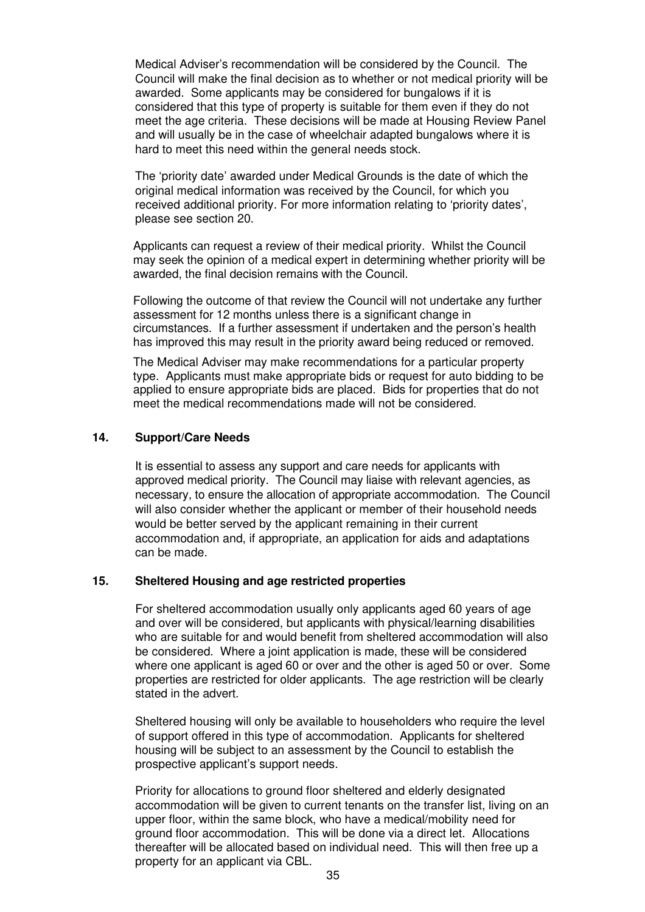Medical Adviser's recommendation will be considered by the Council. The Council will make the final decision as to whether or not medical priority will be awarded. Some applicants may be considered for bungalows if it is considered that this type of property is suitable for them even if they do not meet the age criteria. These decisions will be made at Housing Review Panel and will usually be in the case of wheelchair adapted bungalows where it is hard to meet this need within the general needs stock.

The 'priority date' awarded under Medical Grounds is the date of which the original medical information was received by the Council, for which you received additional priority. For more information relating to 'priority dates', please see section 20.

Applicants can request a review of their medical priority. Whilst the Council may seek the opinion of a medical expert in determining whether priority will be awarded, the final decision remains with the Council.

Following the outcome of that review the Council will not undertake any further assessment for 12 months unless there is a significant change in circumstances. If a further assessment if undertaken and the person's health has improved this may result in the priority award being reduced or removed.

The Medical Adviser may make recommendations for a particular property type. Applicants must make appropriate bids or request for auto bidding to be applied to ensure appropriate bids are placed. Bids for properties that do not meet the medical recommendations made will not be considered.

## 14. Support/Care Needs

It is essential to assess any support and care needs for applicants with approved medical priority. The Council may liaise with relevant agencies, as necessary, to ensure the allocation of appropriate accommodation. The Council will also consider whether the applicant or member of their household needs would be better served by the applicant remaining in their current accommodation and, if appropriate, an application for aids and adaptations can be made.

## 15. Sheltered Housing and age restricted properties

For sheltered accommodation usually only applicants aged 60 years of age and over will be considered, but applicants with physical/learning disabilities who are suitable for and would benefit from sheltered accommodation will also be considered. Where a joint application is made, these will be considered where one applicant is aged 60 or over and the other is aged 50 or over. Some properties are restricted for older applicants. The age restriction will be clearly stated in the advert.

Sheltered housing will only be available to householders who require the level of support offered in this type of accommodation. Applicants for sheltered housing will be subject to an assessment by the Council to establish the prospective applicant's support needs.

Priority for allocations to ground floor sheltered and elderly designated accommodation will be given to current tenants on the transfer list, living on an upper floor, within the same block, who have a medical/mobility need for ground floor accommodation. This will be done via a direct let. Allocations thereafter will be allocated based on individual need. This will then free up a property for an applicant via CBL.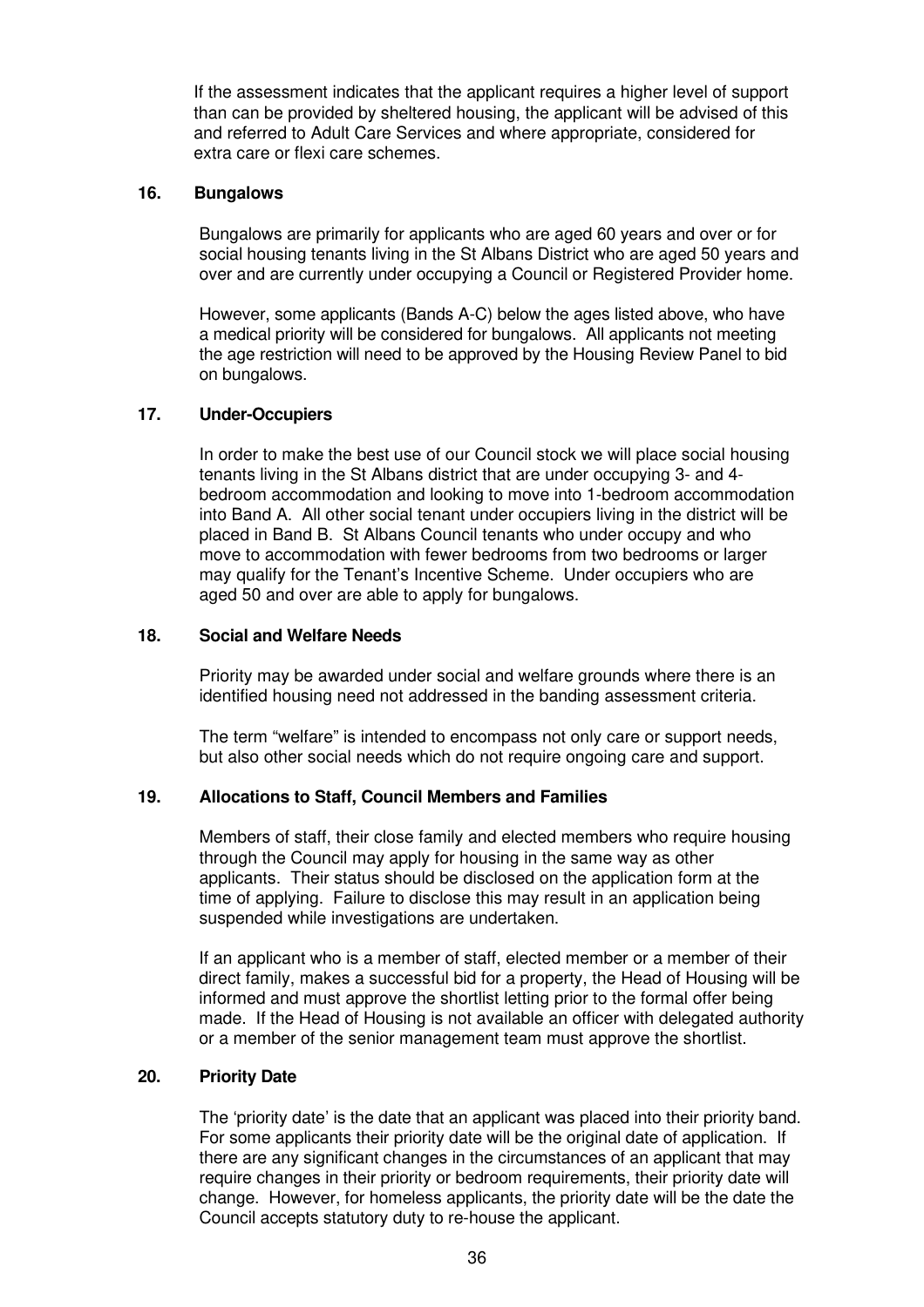If the assessment indicates that the applicant requires a higher level of support than can be provided by sheltered housing, the applicant will be advised of this and referred to Adult Care Services and where appropriate, considered for extra care or flexi care schemes.

## 16. Bungalows

Bungalows are primarily for applicants who are aged 60 years and over or for social housing tenants living in the St Albans District who are aged 50 years and over and are currently under occupying a Council or Registered Provider home.

However, some applicants (Bands A-C) below the ages listed above, who have a medical priority will be considered for bungalows. All applicants not meeting the age restriction will need to be approved by the Housing Review Panel to bid on bungalows.

## 17. Under-Occupiers

In order to make the best use of our Council stock we will place social housing tenants living in the St Albans district that are under occupying 3- and 4-bedroom accommodation and looking to move into 1-bedroom accommodation into Band A. All other social tenant under occupiers living in the district will be placed in Band B. St Albans Council tenants who under occupy and who move to accommodation with fewer bedrooms from two bedrooms or larger may qualify for the Tenant's Incentive Scheme. Under occupiers who are aged 50 and over are able to apply for bungalows.

## 18. Social and Welfare Needs

Priority may be awarded under social and welfare grounds where there is an identified housing need not addressed in the banding assessment criteria.

The term "welfare" is intended to encompass not only care or support needs, but also other social needs which do not require ongoing care and support.

## 19. Allocations to Staff, Council Members and Families

Members of staff, their close family and elected members who require housing through the Council may apply for housing in the same way as other applicants. Their status should be disclosed on the application form at the time of applying. Failure to disclose this may result in an application being suspended while investigations are undertaken.

If an applicant who is a member of staff, elected member or a member of their direct family, makes a successful bid for a property, the Head of Housing will be informed and must approve the shortlist letting prior to the formal offer being made. If the Head of Housing is not available an officer with delegated authority or a member of the senior management team must approve the shortlist.

## 20. Priority Date

The 'priority date' is the date that an applicant was placed into their priority band. For some applicants their priority date will be the original date of application. If there are any significant changes in the circumstances of an applicant that may require changes in their priority or bedroom requirements, their priority date will change. However, for homeless applicants, the priority date will be the date the Council accepts statutory duty to re-house the applicant.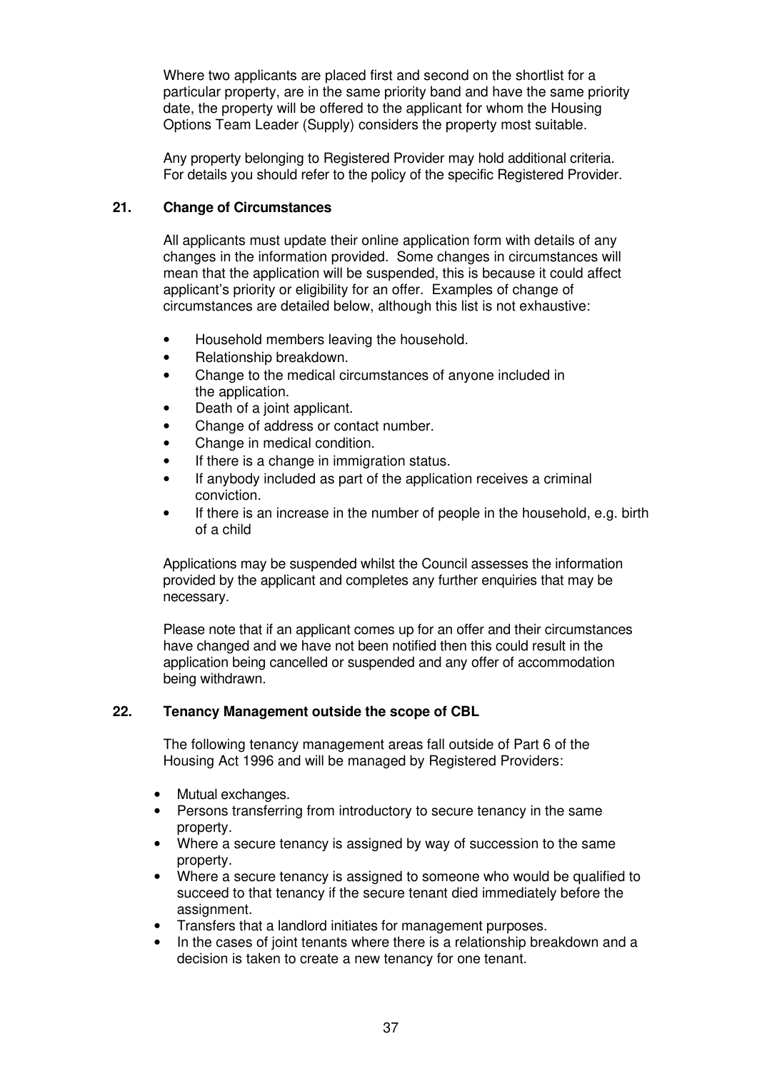Where two applicants are placed first and second on the shortlist for a particular property, are in the same priority band and have the same priority date, the property will be offered to the applicant for whom the Housing Options Team Leader (Supply) considers the property most suitable.

Any property belonging to Registered Provider may hold additional criteria. For details you should refer to the policy of the specific Registered Provider.

## 21. Change of Circumstances

All applicants must update their online application form with details of any changes in the information provided. Some changes in circumstances will mean that the application will be suspended, this is because it could affect applicant's priority or eligibility for an offer. Examples of change of circumstances are detailed below, although this list is not exhaustive:

- Household members leaving the household.
- Relationship breakdown.
- Change to the medical circumstances of anyone included in the application.
- Death of a joint applicant.
- Change of address or contact number.
- Change in medical condition.
- If there is a change in immigration status.
- If anybody included as part of the application receives a criminal conviction.
- If there is an increase in the number of people in the household, e.g. birth of a child

Applications may be suspended whilst the Council assesses the information provided by the applicant and completes any further enquiries that may be necessary.

Please note that if an applicant comes up for an offer and their circumstances have changed and we have not been notified then this could result in the application being cancelled or suspended and any offer of accommodation being withdrawn.

## 22. Tenancy Management outside the scope of CBL

The following tenancy management areas fall outside of Part 6 of the Housing Act 1996 and will be managed by Registered Providers:

- Mutual exchanges.
- Persons transferring from introductory to secure tenancy in the same property.
- Where a secure tenancy is assigned by way of succession to the same property.
- Where a secure tenancy is assigned to someone who would be qualified to succeed to that tenancy if the secure tenant died immediately before the assignment.
- Transfers that a landlord initiates for management purposes.
- In the cases of joint tenants where there is a relationship breakdown and a decision is taken to create a new tenancy for one tenant.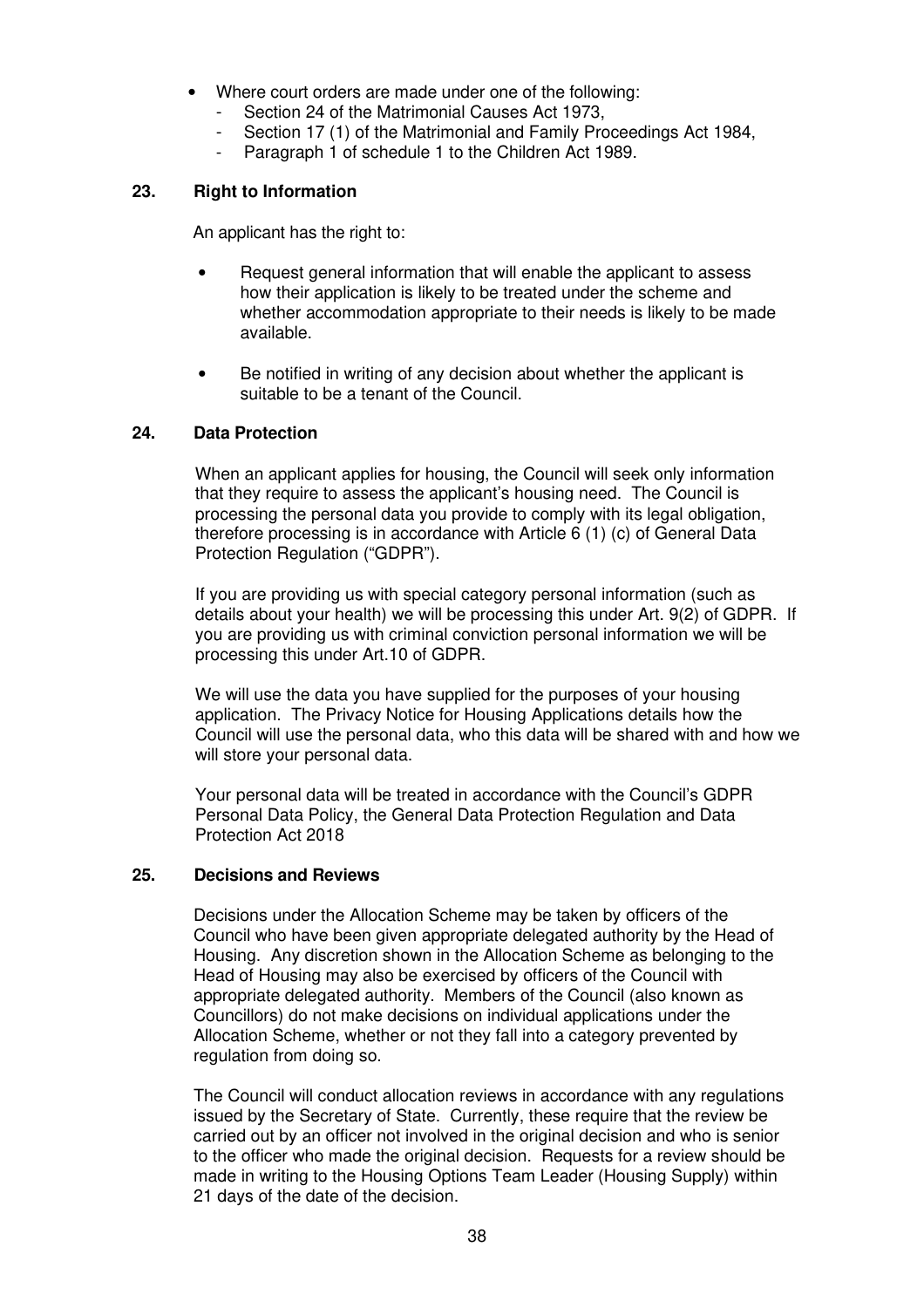- Where court orders are made under one of the following:
  - Section 24 of the Matrimonial Causes Act 1973,
  - Section 17 (1) of the Matrimonial and Family Proceedings Act 1984,
  - Paragraph 1 of schedule 1 to the Children Act 1989.

## 23. Right to Information

An applicant has the right to:

- Request general information that will enable the applicant to assess how their application is likely to be treated under the scheme and whether accommodation appropriate to their needs is likely to be made available.
- Be notified in writing of any decision about whether the applicant is suitable to be a tenant of the Council.

## 24. Data Protection

When an applicant applies for housing, the Council will seek only information that they require to assess the applicant's housing need. The Council is processing the personal data you provide to comply with its legal obligation, therefore processing is in accordance with Article 6 (1) (c) of General Data Protection Regulation ("GDPR").

If you are providing us with special category personal information (such as details about your health) we will be processing this under Art. 9(2) of GDPR. If you are providing us with criminal conviction personal information we will be processing this under Art.10 of GDPR.

We will use the data you have supplied for the purposes of your housing application. The Privacy Notice for Housing Applications details how the Council will use the personal data, who this data will be shared with and how we will store your personal data.

Your personal data will be treated in accordance with the Council's GDPR Personal Data Policy, the General Data Protection Regulation and Data Protection Act 2018

## 25. Decisions and Reviews

Decisions under the Allocation Scheme may be taken by officers of the Council who have been given appropriate delegated authority by the Head of Housing. Any discretion shown in the Allocation Scheme as belonging to the Head of Housing may also be exercised by officers of the Council with appropriate delegated authority. Members of the Council (also known as Councillors) do not make decisions on individual applications under the Allocation Scheme, whether or not they fall into a category prevented by regulation from doing so.

The Council will conduct allocation reviews in accordance with any regulations issued by the Secretary of State. Currently, these require that the review be carried out by an officer not involved in the original decision and who is senior to the officer who made the original decision. Requests for a review should be made in writing to the Housing Options Team Leader (Housing Supply) within 21 days of the date of the decision.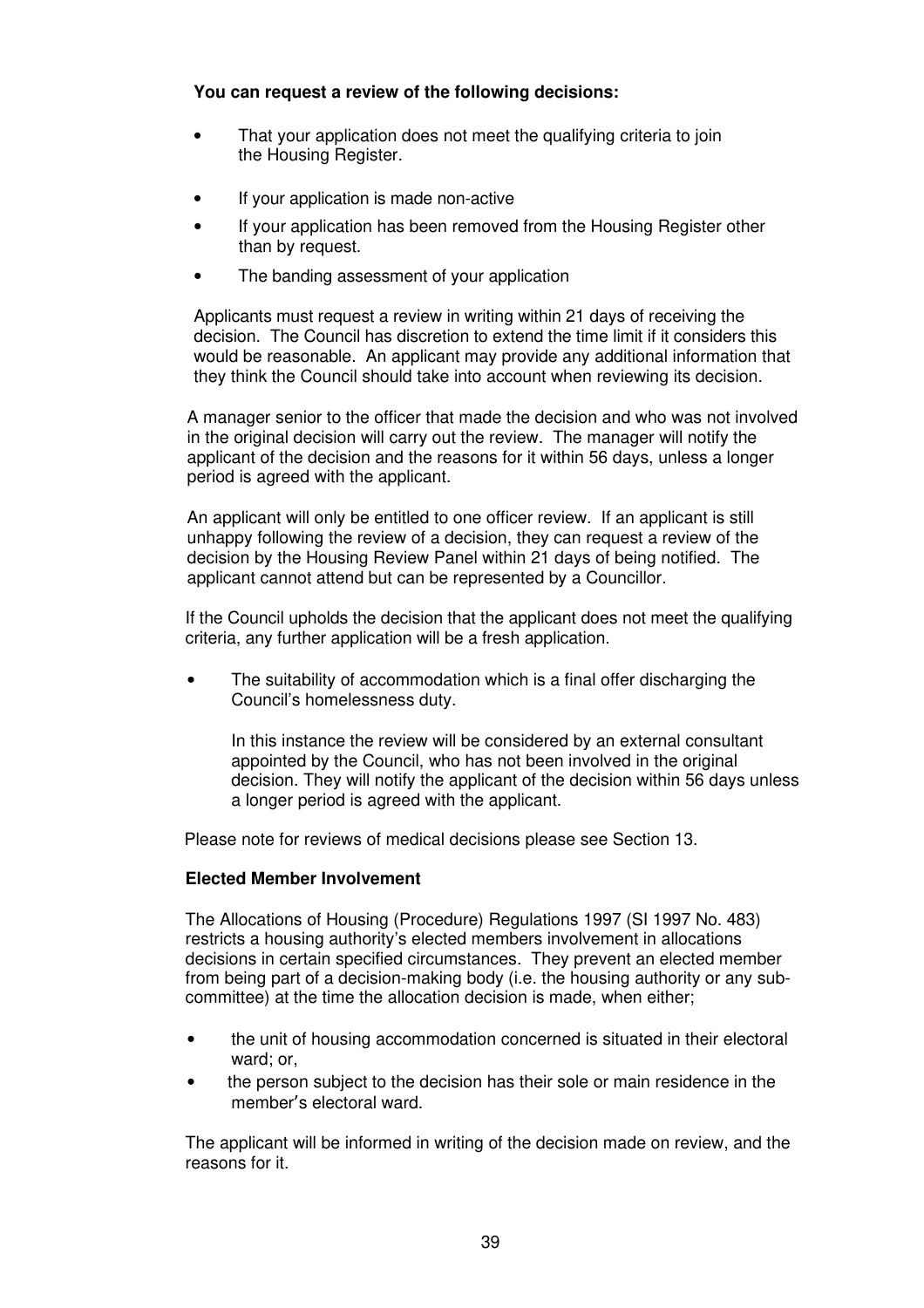**You can request a review of the following decisions:**

- That your application does not meet the qualifying criteria to join the Housing Register.
- If your application is made non-active
- If your application has been removed from the Housing Register other than by request.
- The banding assessment of your application

Applicants must request a review in writing within 21 days of receiving the decision. The Council has discretion to extend the time limit if it considers this would be reasonable. An applicant may provide any additional information that they think the Council should take into account when reviewing its decision.

A manager senior to the officer that made the decision and who was not involved in the original decision will carry out the review. The manager will notify the applicant of the decision and the reasons for it within 56 days, unless a longer period is agreed with the applicant.

An applicant will only be entitled to one officer review. If an applicant is still unhappy following the review of a decision, they can request a review of the decision by the Housing Review Panel within 21 days of being notified. The applicant cannot attend but can be represented by a Councillor.

If the Council upholds the decision that the applicant does not meet the qualifying criteria, any further application will be a fresh application.

- The suitability of accommodation which is a final offer discharging the Council's homelessness duty.

  In this instance the review will be considered by an external consultant appointed by the Council, who has not been involved in the original decision. They will notify the applicant of the decision within 56 days unless a longer period is agreed with the applicant.

Please note for reviews of medical decisions please see Section 13.

**Elected Member Involvement**

The Allocations of Housing (Procedure) Regulations 1997 (SI 1997 No. 483) restricts a housing authority's elected members involvement in allocations decisions in certain specified circumstances. They prevent an elected member from being part of a decision-making body (i.e. the housing authority or any sub-committee) at the time the allocation decision is made, when either;

- the unit of housing accommodation concerned is situated in their electoral ward; or,
- the person subject to the decision has their sole or main residence in the member's electoral ward.

The applicant will be informed in writing of the decision made on review, and the reasons for it.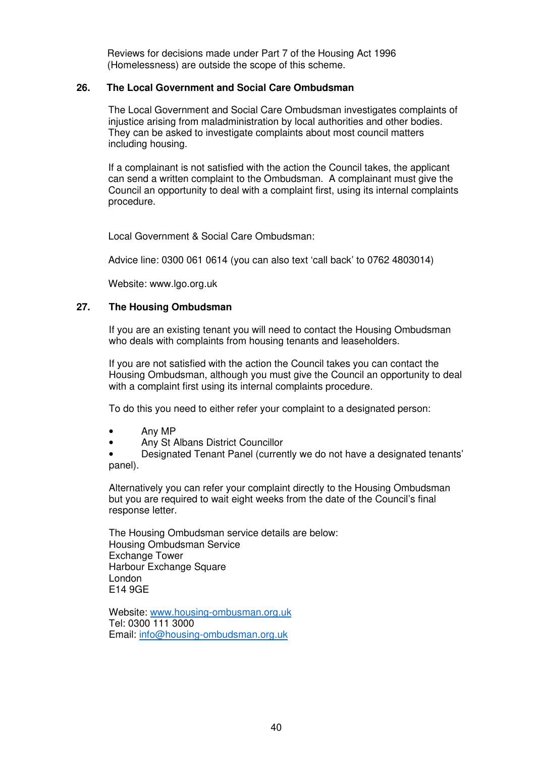Reviews for decisions made under Part 7 of the Housing Act 1996 (Homelessness) are outside the scope of this scheme.

## 26. The Local Government and Social Care Ombudsman

The Local Government and Social Care Ombudsman investigates complaints of injustice arising from maladministration by local authorities and other bodies. They can be asked to investigate complaints about most council matters including housing.

If a complainant is not satisfied with the action the Council takes, the applicant can send a written complaint to the Ombudsman. A complainant must give the Council an opportunity to deal with a complaint first, using its internal complaints procedure.

Local Government & Social Care Ombudsman:

Advice line: 0300 061 0614 (you can also text 'call back' to 0762 4803014)

Website: www.lgo.org.uk

## 27. The Housing Ombudsman

If you are an existing tenant you will need to contact the Housing Ombudsman who deals with complaints from housing tenants and leaseholders.

If you are not satisfied with the action the Council takes you can contact the Housing Ombudsman, although you must give the Council an opportunity to deal with a complaint first using its internal complaints procedure.

To do this you need to either refer your complaint to a designated person:

- Any MP
- Any St Albans District Councillor
- Designated Tenant Panel (currently we do not have a designated tenants' panel).

Alternatively you can refer your complaint directly to the Housing Ombudsman but you are required to wait eight weeks from the date of the Council's final response letter.

The Housing Ombudsman service details are below:
Housing Ombudsman Service
Exchange Tower
Harbour Exchange Square
London
E14 9GE

Website: www.housing-ombusman.org.uk
Tel: 0300 111 3000
Email: info@housing-ombudsman.org.uk